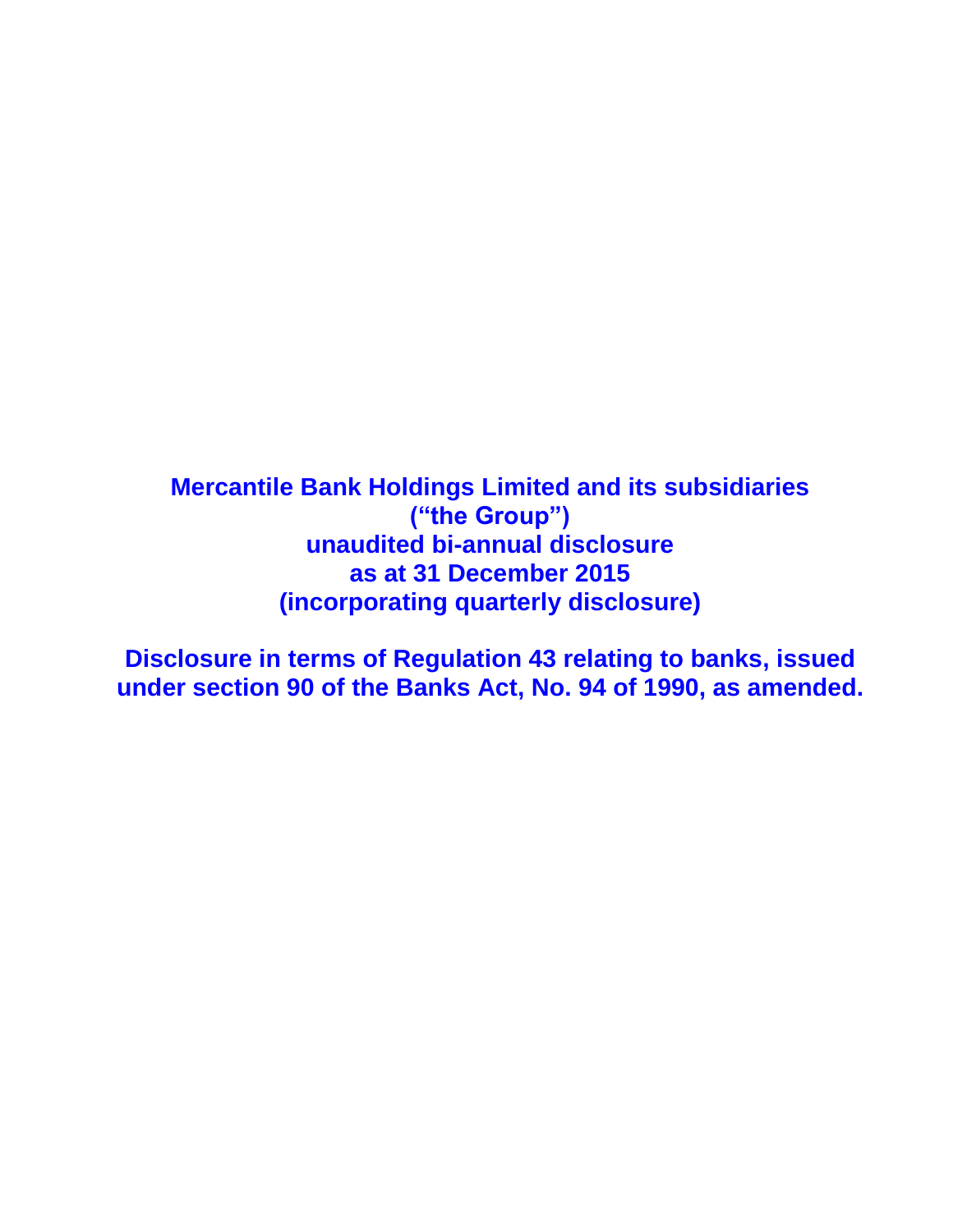# Mercantile Bank Holdings Limited and its subsidiaries
# (“the Group”)
# unaudited bi-annual disclosure
# as at 31 December 2015
# (incorporating quarterly disclosure)

**Disclosure in terms of Regulation 43 relating to banks, issued under section 90 of the Banks Act, No. 94 of 1990, as amended.**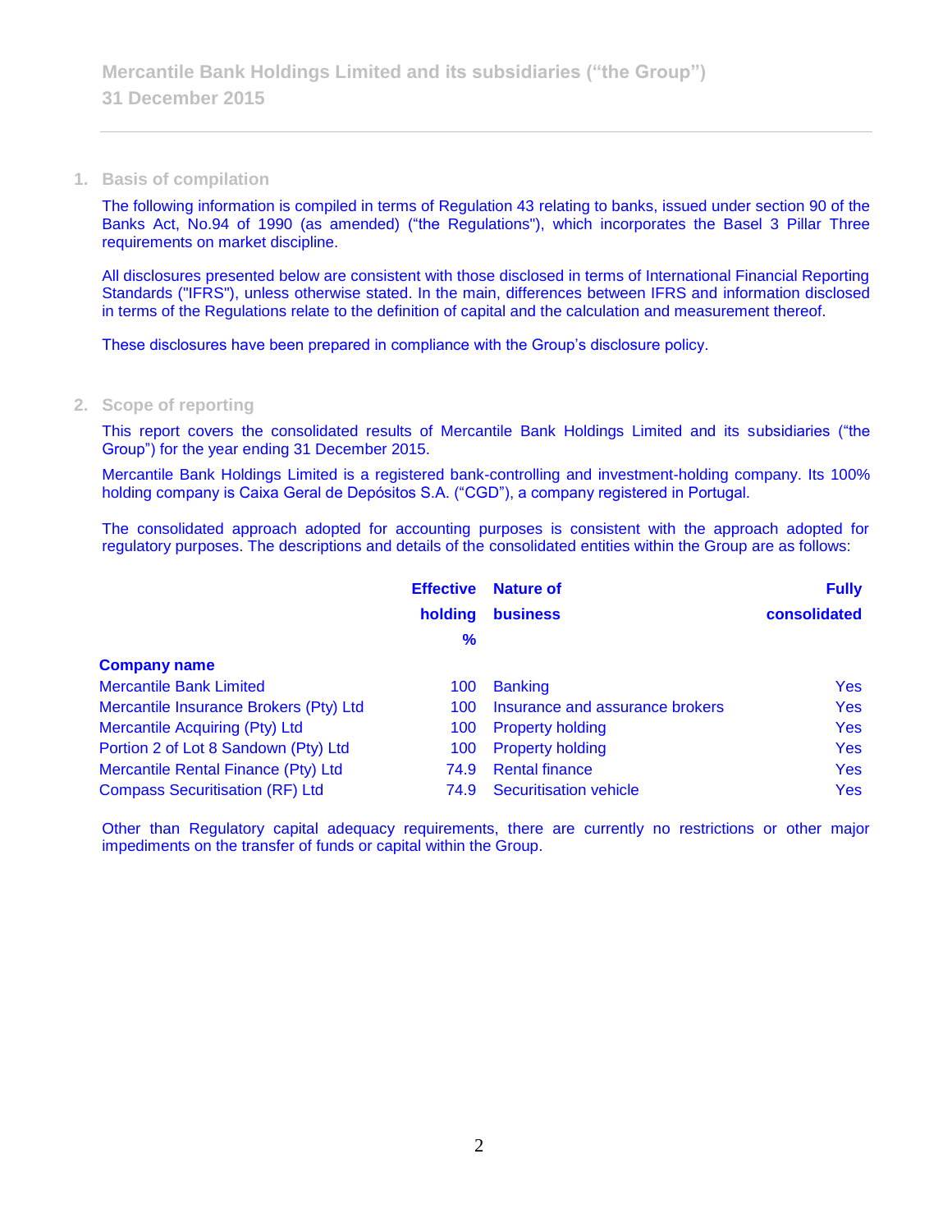## 1. Basis of compilation

The following information is compiled in terms of Regulation 43 relating to banks, issued under section 90 of the Banks Act, No.94 of 1990 (as amended) ("the Regulations"), which incorporates the Basel 3 Pillar Three requirements on market discipline.

All disclosures presented below are consistent with those disclosed in terms of International Financial Reporting Standards ("IFRS"), unless otherwise stated. In the main, differences between IFRS and information disclosed in terms of the Regulations relate to the definition of capital and the calculation and measurement thereof.

These disclosures have been prepared in compliance with the Group's disclosure policy.

## 2. Scope of reporting

This report covers the consolidated results of Mercantile Bank Holdings Limited and its subsidiaries ("the Group") for the year ending 31 December 2015.

Mercantile Bank Holdings Limited is a registered bank-controlling and investment-holding company. Its 100% holding company is Caixa Geral de Depósitos S.A. ("CGD"), a company registered in Portugal.

The consolidated approach adopted for accounting purposes is consistent with the approach adopted for regulatory purposes. The descriptions and details of the consolidated entities within the Group are as follows:

| Company name | Effective holding % | Nature of business | Fully consolidated |
|---|---|---|---|
| Mercantile Bank Limited | 100 | Banking | Yes |
| Mercantile Insurance Brokers (Pty) Ltd | 100 | Insurance and assurance brokers | Yes |
| Mercantile Acquiring (Pty) Ltd | 100 | Property holding | Yes |
| Portion 2 of Lot 8 Sandown (Pty) Ltd | 100 | Property holding | Yes |
| Mercantile Rental Finance (Pty) Ltd | 74.9 | Rental finance | Yes |
| Compass Securitisation (RF) Ltd | 74.9 | Securitisation vehicle | Yes |

Other than Regulatory capital adequacy requirements, there are currently no restrictions or other major impediments on the transfer of funds or capital within the Group.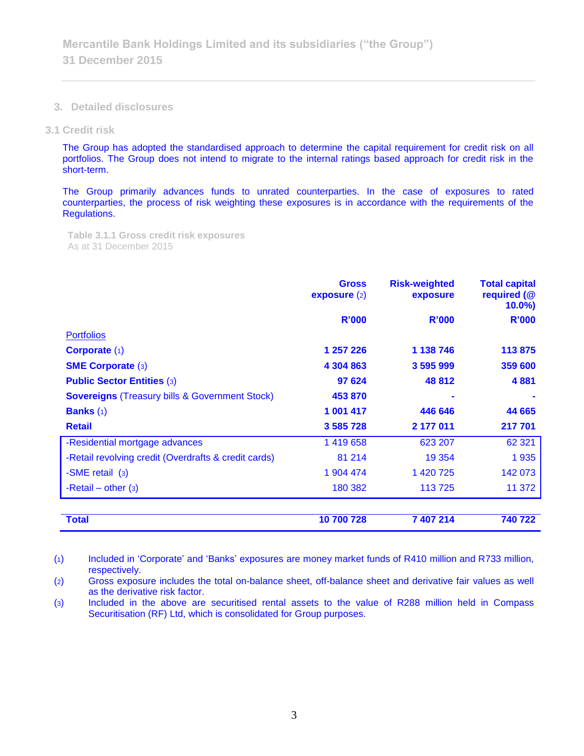## 3. Detailed disclosures

### 3.1 Credit risk

The Group has adopted the standardised approach to determine the capital requirement for credit risk on all portfolios. The Group does not intend to migrate to the internal ratings based approach for credit risk in the short-term.

The Group primarily advances funds to unrated counterparties. In the case of exposures to rated counterparties, the process of risk weighting these exposures is in accordance with the requirements of the Regulations.

**Table 3.1.1 Gross credit risk exposures**
As at 31 December 2015

| | Gross exposure (2) | Risk-weighted exposure | Total capital required (@ 10.0%) |
|---|---|---|---|
| | R'000 | R'000 | R'000 |
| Portfolios | | | |
| **Corporate** (1) | **1 257 226** | **1 138 746** | **113 875** |
| **SME Corporate** (3) | **4 304 863** | **3 595 999** | **359 600** |
| **Public Sector Entities** (3) | **97 624** | **48 812** | **4 881** |
| **Sovereigns** (Treasury bills & Government Stock) | **453 870** | **-** | **-** |
| **Banks** (1) | **1 001 417** | **446 646** | **44 665** |
| **Retail** | **3 585 728** | **2 177 011** | **217 701** |
| -Residential mortgage advances | 1 419 658 | 623 207 | 62 321 |
| -Retail revolving credit (Overdrafts & credit cards) | 81 214 | 19 354 | 1 935 |
| -SME retail (3) | 1 904 474 | 1 420 725 | 142 073 |
| -Retail – other (3) | 180 382 | 113 725 | 11 372 |
| **Total** | **10 700 728** | **7 407 214** | **740 722** |

(1) Included in 'Corporate' and 'Banks' exposures are money market funds of R410 million and R733 million, respectively.

(2) Gross exposure includes the total on-balance sheet, off-balance sheet and derivative fair values as well as the derivative risk factor.

(3) Included in the above are securitised rental assets to the value of R288 million held in Compass Securitisation (RF) Ltd, which is consolidated for Group purposes.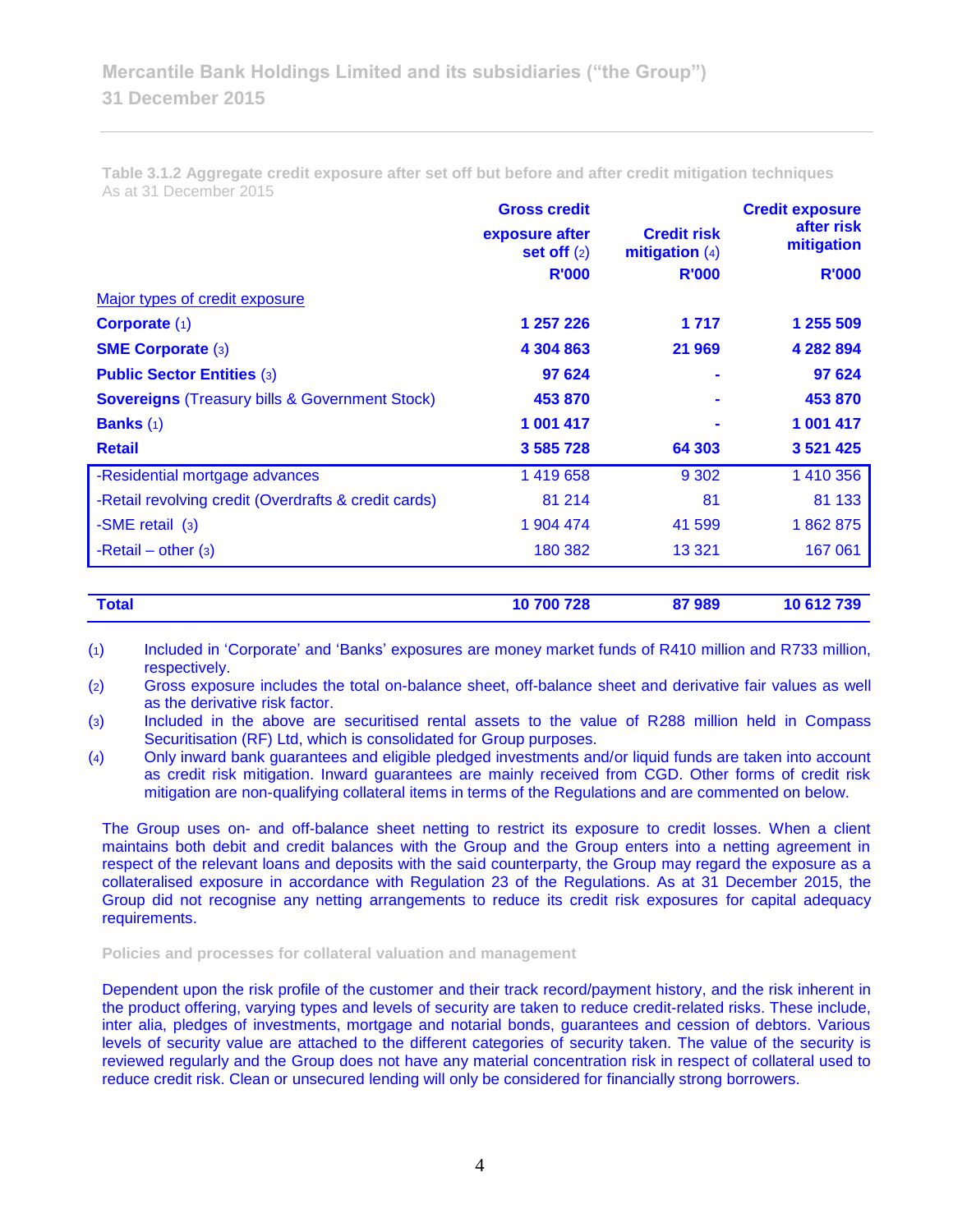Table 3.1.2 Aggregate credit exposure after set off but before and after credit mitigation techniques
As at 31 December 2015

| | Gross credit exposure after set off (2) R'000 | Credit risk mitigation (4) R'000 | Credit exposure after risk mitigation R'000 |
|---|---|---|---|
| Major types of credit exposure | | | |
| **Corporate** (1) | **1 257 226** | **1 717** | **1 255 509** |
| **SME Corporate** (3) | **4 304 863** | **21 969** | **4 282 894** |
| **Public Sector Entities** (3) | **97 624** | **-** | **97 624** |
| **Sovereigns** (Treasury bills & Government Stock) | **453 870** | **-** | **453 870** |
| **Banks** (1) | **1 001 417** | **-** | **1 001 417** |
| **Retail** | **3 585 728** | **64 303** | **3 521 425** |
| -Residential mortgage advances | 1 419 658 | 9 302 | 1 410 356 |
| -Retail revolving credit (Overdrafts & credit cards) | 81 214 | 81 | 81 133 |
| -SME retail (3) | 1 904 474 | 41 599 | 1 862 875 |
| -Retail – other (3) | 180 382 | 13 321 | 167 061 |
| **Total** | **10 700 728** | **87 989** | **10 612 739** |

(1) Included in 'Corporate' and 'Banks' exposures are money market funds of R410 million and R733 million, respectively.

(2) Gross exposure includes the total on-balance sheet, off-balance sheet and derivative fair values as well as the derivative risk factor.

(3) Included in the above are securitised rental assets to the value of R288 million held in Compass Securitisation (RF) Ltd, which is consolidated for Group purposes.

(4) Only inward bank guarantees and eligible pledged investments and/or liquid funds are taken into account as credit risk mitigation. Inward guarantees are mainly received from CGD. Other forms of credit risk mitigation are non-qualifying collateral items in terms of the Regulations and are commented on below.

The Group uses on- and off-balance sheet netting to restrict its exposure to credit losses. When a client maintains both debit and credit balances with the Group and the Group enters into a netting agreement in respect of the relevant loans and deposits with the said counterparty, the Group may regard the exposure as a collateralised exposure in accordance with Regulation 23 of the Regulations. As at 31 December 2015, the Group did not recognise any netting arrangements to reduce its credit risk exposures for capital adequacy requirements.

### Policies and processes for collateral valuation and management

Dependent upon the risk profile of the customer and their track record/payment history, and the risk inherent in the product offering, varying types and levels of security are taken to reduce credit-related risks. These include, inter alia, pledges of investments, mortgage and notarial bonds, guarantees and cession of debtors. Various levels of security value are attached to the different categories of security taken. The value of the security is reviewed regularly and the Group does not have any material concentration risk in respect of collateral used to reduce credit risk. Clean or unsecured lending will only be considered for financially strong borrowers.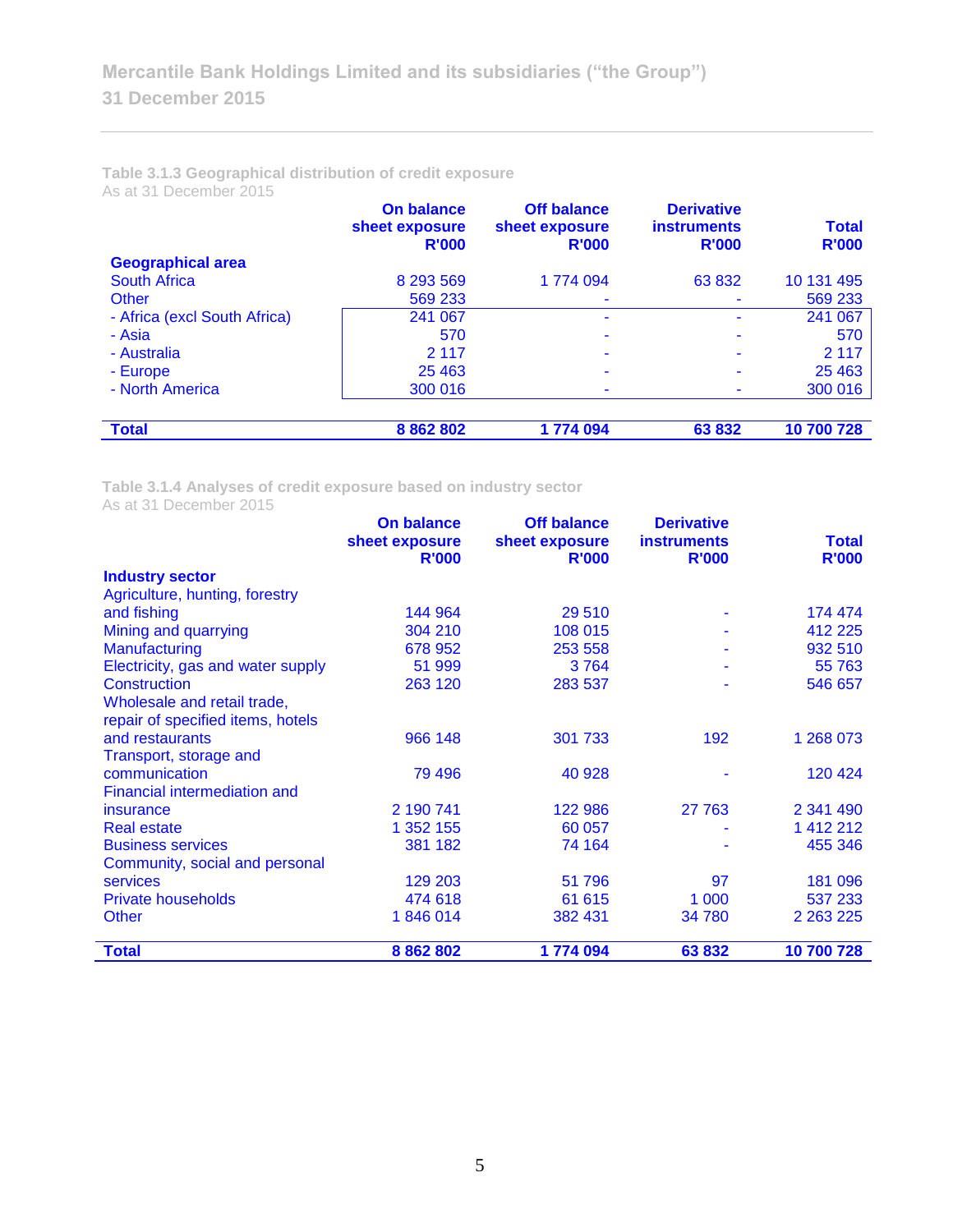**Table 3.1.3 Geographical distribution of credit exposure**
As at 31 December 2015

| | On balance sheet exposure R'000 | Off balance sheet exposure R'000 | Derivative instruments R'000 | Total R'000 |
|---|---|---|---|---|
| **Geographical area** | | | | |
| South Africa | 8 293 569 | 1 774 094 | 63 832 | 10 131 495 |
| Other | 569 233 | - | - | 569 233 |
| - Africa (excl South Africa) | 241 067 | - | - | 241 067 |
| - Asia | 570 | - | - | 570 |
| - Australia | 2 117 | - | - | 2 117 |
| - Europe | 25 463 | - | - | 25 463 |
| - North America | 300 016 | - | - | 300 016 |
| **Total** | **8 862 802** | **1 774 094** | **63 832** | **10 700 728** |

**Table 3.1.4 Analyses of credit exposure based on industry sector**
As at 31 December 2015

| | On balance sheet exposure R'000 | Off balance sheet exposure R'000 | Derivative instruments R'000 | Total R'000 |
|---|---|---|---|---|
| **Industry sector** | | | | |
| Agriculture, hunting, forestry and fishing | 144 964 | 29 510 | - | 174 474 |
| Mining and quarrying | 304 210 | 108 015 | - | 412 225 |
| Manufacturing | 678 952 | 253 558 | - | 932 510 |
| Electricity, gas and water supply | 51 999 | 3 764 | - | 55 763 |
| Construction | 263 120 | 283 537 | - | 546 657 |
| Wholesale and retail trade, repair of specified items, hotels and restaurants | 966 148 | 301 733 | 192 | 1 268 073 |
| Transport, storage and communication | 79 496 | 40 928 | - | 120 424 |
| Financial intermediation and insurance | 2 190 741 | 122 986 | 27 763 | 2 341 490 |
| Real estate | 1 352 155 | 60 057 | - | 1 412 212 |
| Business services | 381 182 | 74 164 | - | 455 346 |
| Community, social and personal services | 129 203 | 51 796 | 97 | 181 096 |
| Private households | 474 618 | 61 615 | 1 000 | 537 233 |
| Other | 1 846 014 | 382 431 | 34 780 | 2 263 225 |
| **Total** | **8 862 802** | **1 774 094** | **63 832** | **10 700 728** |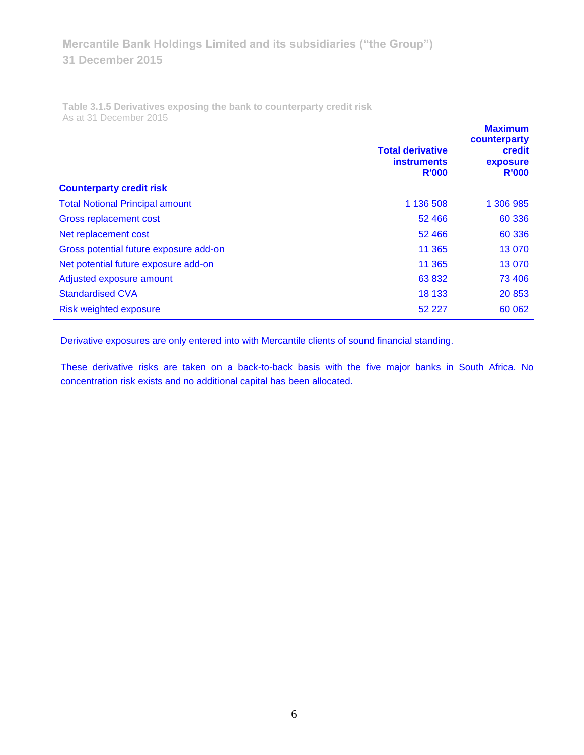**Table 3.1.5 Derivatives exposing the bank to counterparty credit risk**
As at 31 December 2015

| Counterparty credit risk | Total derivative instruments R'000 | Maximum counterparty credit exposure R'000 |
|---|---|---|
| Total Notional Principal amount | 1 136 508 | 1 306 985 |
| Gross replacement cost | 52 466 | 60 336 |
| Net replacement cost | 52 466 | 60 336 |
| Gross potential future exposure add-on | 11 365 | 13 070 |
| Net potential future exposure add-on | 11 365 | 13 070 |
| Adjusted exposure amount | 63 832 | 73 406 |
| Standardised CVA | 18 133 | 20 853 |
| Risk weighted exposure | 52 227 | 60 062 |

Derivative exposures are only entered into with Mercantile clients of sound financial standing.

These derivative risks are taken on a back-to-back basis with the five major banks in South Africa. No concentration risk exists and no additional capital has been allocated.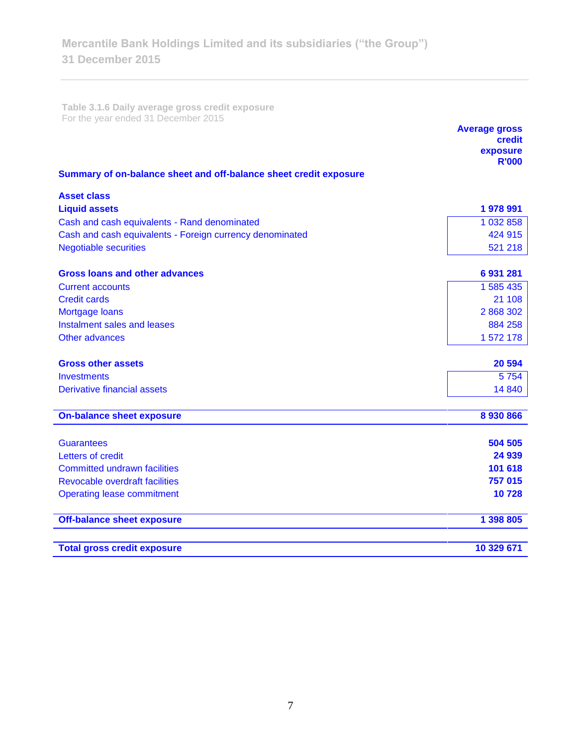### Table 3.1.6 Daily average gross credit exposure

For the year ended 31 December 2015

| | Average gross credit exposure R'000 |
|---|---|
| **Summary of on-balance sheet and off-balance sheet credit exposure** | |
| **Asset class** | |
| **Liquid assets** | **1 978 991** |
| Cash and cash equivalents - Rand denominated | 1 032 858 |
| Cash and cash equivalents - Foreign currency denominated | 424 915 |
| Negotiable securities | 521 218 |
| **Gross loans and other advances** | **6 931 281** |
| Current accounts | 1 585 435 |
| Credit cards | 21 108 |
| Mortgage loans | 2 868 302 |
| Instalment sales and leases | 884 258 |
| Other advances | 1 572 178 |
| **Gross other assets** | **20 594** |
| Investments | 5 754 |
| Derivative financial assets | 14 840 |
| **On-balance sheet exposure** | **8 930 866** |
| Guarantees | **504 505** |
| Letters of credit | **24 939** |
| Committed undrawn facilities | **101 618** |
| Revocable overdraft facilities | **757 015** |
| Operating lease commitment | **10 728** |
| **Off-balance sheet exposure** | **1 398 805** |
| **Total gross credit exposure** | **10 329 671** |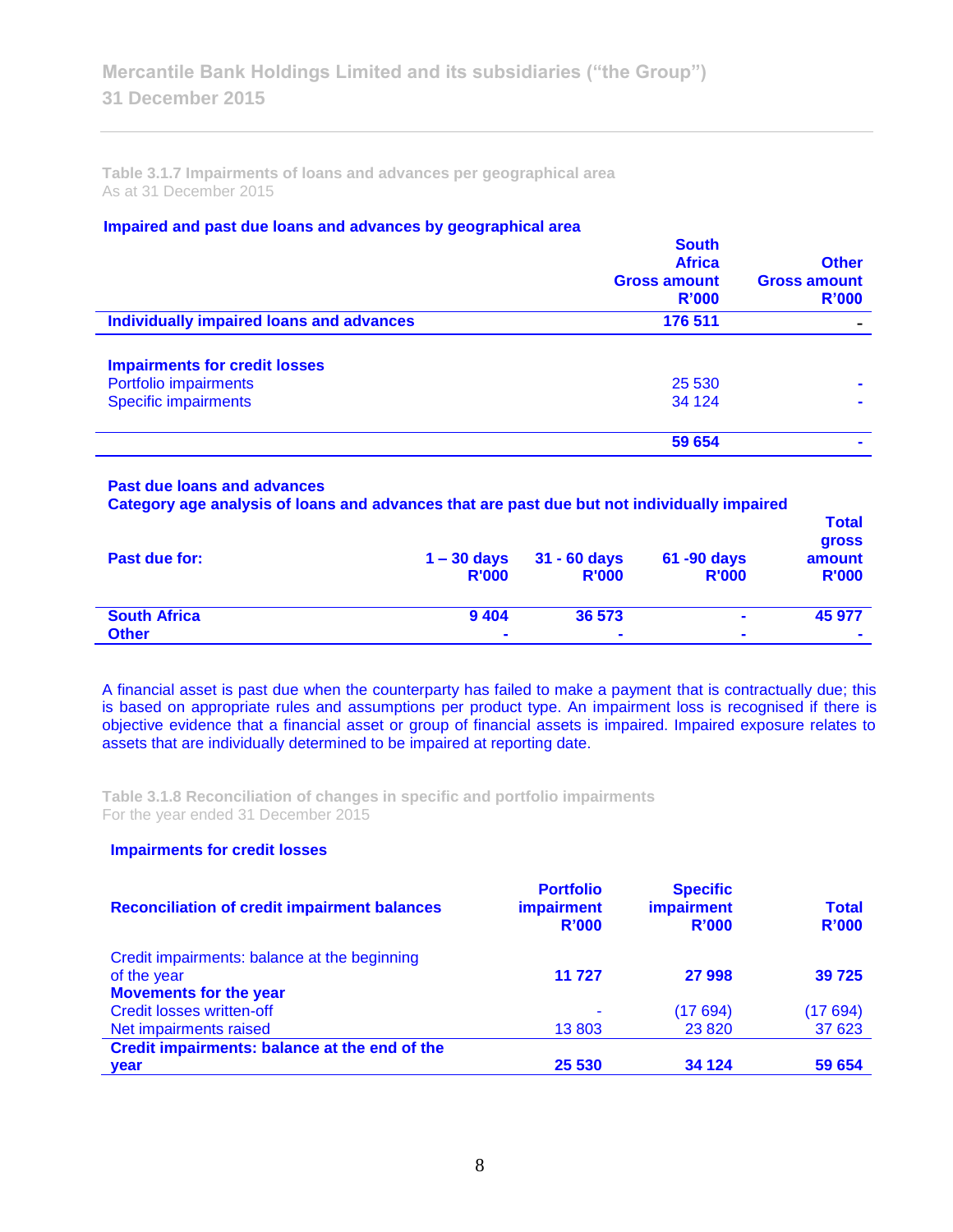Table 3.1.7 Impairments of loans and advances per geographical area
As at 31 December 2015

**Impaired and past due loans and advances by geographical area**

| | South Africa Gross amount R'000 | Other Gross amount R'000 |
|---|---|---|
| **Individually impaired loans and advances** | **176 511** | **-** |
| | | |
| **Impairments for credit losses** | | |
| Portfolio impairments | 25 530 | - |
| Specific impairments | 34 124 | - |
| | **59 654** | **-** |

**Past due loans and advances**
**Category age analysis of loans and advances that are past due but not individually impaired**

| Past due for: | 1 – 30 days R'000 | 31 - 60 days R'000 | 61 -90 days R'000 | Total gross amount R'000 |
|---|---|---|---|---|
| **South Africa** | **9 404** | **36 573** | **-** | **45 977** |
| **Other** | **-** | **-** | **-** | **-** |

A financial asset is past due when the counterparty has failed to make a payment that is contractually due; this is based on appropriate rules and assumptions per product type. An impairment loss is recognised if there is objective evidence that a financial asset or group of financial assets is impaired. Impaired exposure relates to assets that are individually determined to be impaired at reporting date.

Table 3.1.8 Reconciliation of changes in specific and portfolio impairments
For the year ended 31 December 2015

**Impairments for credit losses**

| **Reconciliation of credit impairment balances** | Portfolio impairment R'000 | Specific impairment R'000 | Total R'000 |
|---|---|---|---|
| Credit impairments: balance at the beginning of the year | **11 727** | **27 998** | **39 725** |
| **Movements for the year** | | | |
| Credit losses written-off | - | (17 694) | (17 694) |
| Net impairments raised | 13 803 | 23 820 | 37 623 |
| **Credit impairments: balance at the end of the year** | **25 530** | **34 124** | **59 654** |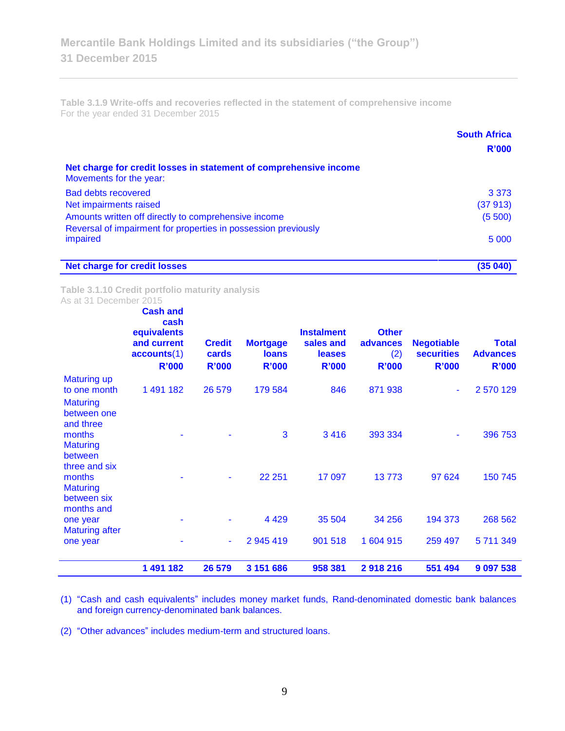Mercantile Bank Holdings Limited and its subsidiaries ("the Group")
31 December 2015

**Table 3.1.9 Write-offs and recoveries reflected in the statement of comprehensive income**
For the year ended 31 December 2015

| | South Africa R'000 |
|---|---|
| **Net charge for credit losses in statement of comprehensive income** | |
| Movements for the year: | |
| Bad debts recovered | 3 373 |
| Net impairments raised | (37 913) |
| Amounts written off directly to comprehensive income | (5 500) |
| Reversal of impairment for properties in possession previously impaired | 5 000 |
| **Net charge for credit losses** | **(35 040)** |

**Table 3.1.10 Credit portfolio maturity analysis**
As at 31 December 2015

| | Cash and cash equivalents and current accounts(1) R'000 | Credit cards R'000 | Mortgage loans R'000 | Instalment sales and leases R'000 | Other advances (2) R'000 | Negotiable securities R'000 | Total Advances R'000 |
|---|---|---|---|---|---|---|---|
| Maturing up to one month | 1 491 182 | 26 579 | 179 584 | 846 | 871 938 | - | 2 570 129 |
| Maturing between one and three months | - | - | 3 | 3 416 | 393 334 | - | 396 753 |
| Maturing between three and six months | - | - | 22 251 | 17 097 | 13 773 | 97 624 | 150 745 |
| Maturing between six months and one year | - | - | 4 429 | 35 504 | 34 256 | 194 373 | 268 562 |
| Maturing after one year | - | - | 2 945 419 | 901 518 | 1 604 915 | 259 497 | 5 711 349 |
| | **1 491 182** | **26 579** | **3 151 686** | **958 381** | **2 918 216** | **551 494** | **9 097 538** |

(1) "Cash and cash equivalents" includes money market funds, Rand-denominated domestic bank balances and foreign currency-denominated bank balances.

(2) "Other advances" includes medium-term and structured loans.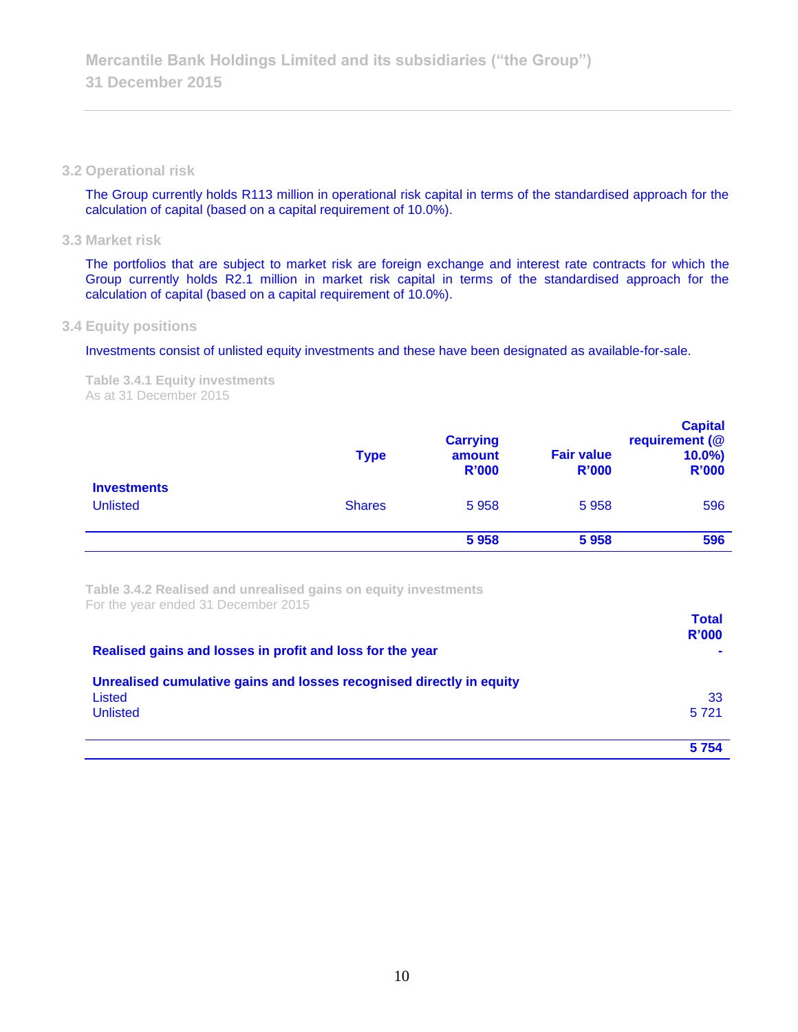### 3.2 Operational risk

The Group currently holds R113 million in operational risk capital in terms of the standardised approach for the calculation of capital (based on a capital requirement of 10.0%).

### 3.3 Market risk

The portfolios that are subject to market risk are foreign exchange and interest rate contracts for which the Group currently holds R2.1 million in market risk capital in terms of the standardised approach for the calculation of capital (based on a capital requirement of 10.0%).

### 3.4 Equity positions

Investments consist of unlisted equity investments and these have been designated as available-for-sale.

**Table 3.4.1 Equity investments**
As at 31 December 2015

| | Type | Carrying amount R'000 | Fair value R'000 | Capital requirement (@ 10.0%) R'000 |
|---|---|---|---|---|
| **Investments** | | | | |
| Unlisted | Shares | 5 958 | 5 958 | 596 |
| | | **5 958** | **5 958** | **596** |

**Table 3.4.2 Realised and unrealised gains on equity investments**
For the year ended 31 December 2015

| | Total R'000 |
|---|---|
| **Realised gains and losses in profit and loss for the year** | **-** |
| **Unrealised cumulative gains and losses recognised directly in equity** | |
| Listed | 33 |
| Unlisted | 5 721 |
| | **5 754** |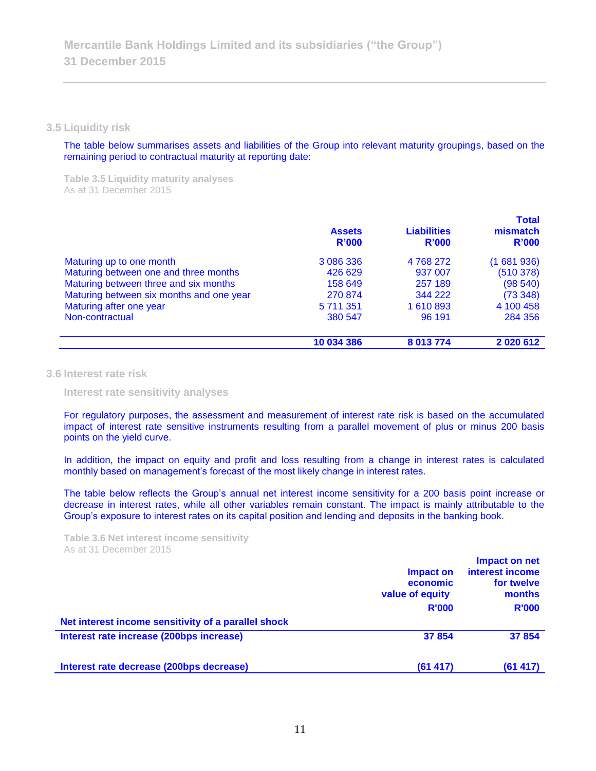## 3.5 Liquidity risk

The table below summarises assets and liabilities of the Group into relevant maturity groupings, based on the remaining period to contractual maturity at reporting date:

**Table 3.5 Liquidity maturity analyses**
As at 31 December 2015

| | Assets R'000 | Liabilities R'000 | Total mismatch R'000 |
|---|---|---|---|
| Maturing up to one month | 3 086 336 | 4 768 272 | (1 681 936) |
| Maturing between one and three months | 426 629 | 937 007 | (510 378) |
| Maturing between three and six months | 158 649 | 257 189 | (98 540) |
| Maturing between six months and one year | 270 874 | 344 222 | (73 348) |
| Maturing after one year | 5 711 351 | 1 610 893 | 4 100 458 |
| Non-contractual | 380 547 | 96 191 | 284 356 |
| | **10 034 386** | **8 013 774** | **2 020 612** |

## 3.6 Interest rate risk

### Interest rate sensitivity analyses

For regulatory purposes, the assessment and measurement of interest rate risk is based on the accumulated impact of interest rate sensitive instruments resulting from a parallel movement of plus or minus 200 basis points on the yield curve.

In addition, the impact on equity and profit and loss resulting from a change in interest rates is calculated monthly based on management's forecast of the most likely change in interest rates.

The table below reflects the Group's annual net interest income sensitivity for a 200 basis point increase or decrease in interest rates, while all other variables remain constant. The impact is mainly attributable to the Group's exposure to interest rates on its capital position and lending and deposits in the banking book.

**Table 3.6 Net interest income sensitivity**
As at 31 December 2015

| | Impact on economic value of equity R'000 | Impact on net interest income for twelve months R'000 |
|---|---|---|
| **Net interest income sensitivity of a parallel shock** | | |
| **Interest rate increase (200bps increase)** | **37 854** | **37 854** |
| **Interest rate decrease (200bps decrease)** | **(61 417)** | **(61 417)** |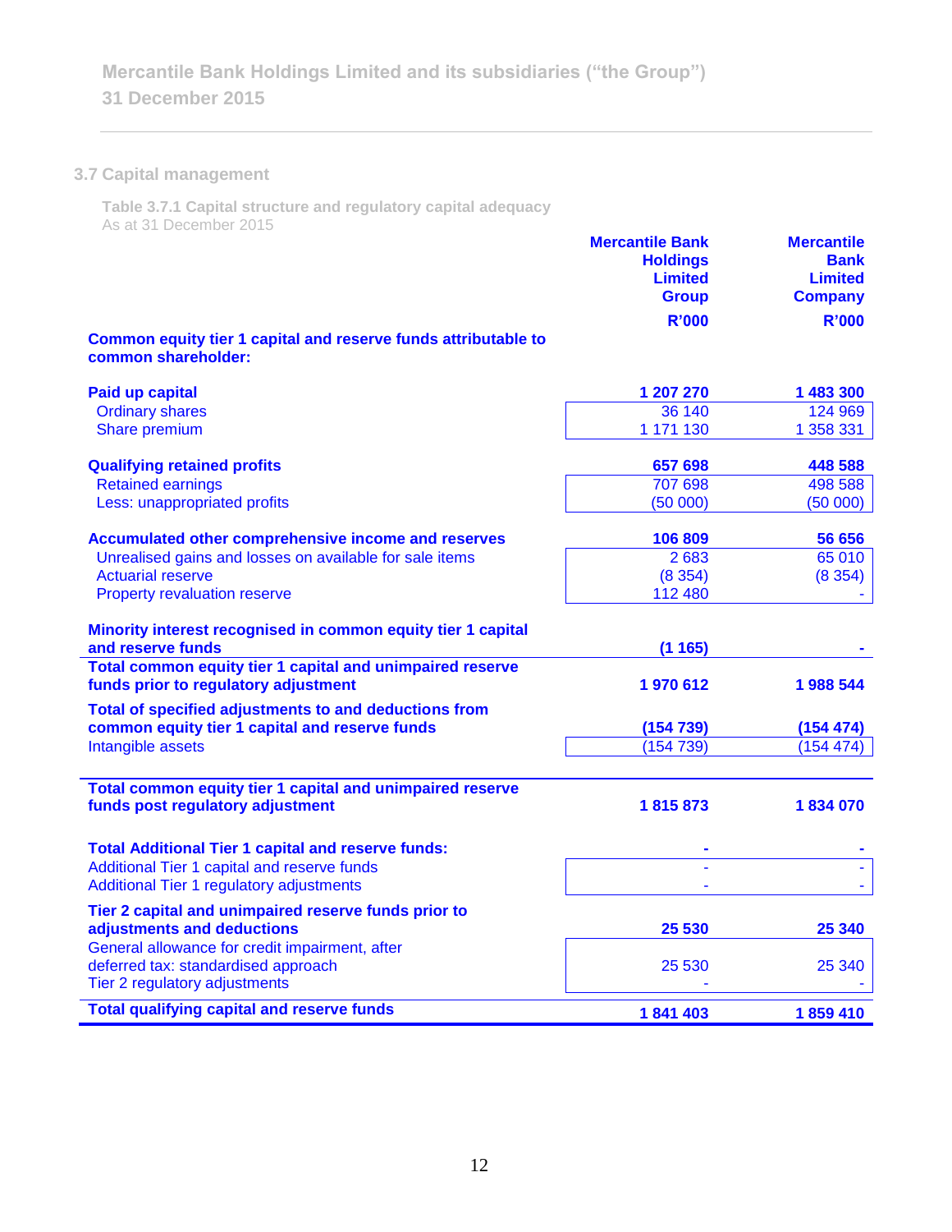## 3.7 Capital management

**Table 3.7.1 Capital structure and regulatory capital adequacy**
As at 31 December 2015

| | Mercantile Bank Holdings Limited Group R'000 | Mercantile Bank Limited Company R'000 |
|---|---|---|
| **Common equity tier 1 capital and reserve funds attributable to common shareholder:** | | |
| **Paid up capital** | **1 207 270** | **1 483 300** |
| Ordinary shares | 36 140 | 124 969 |
| Share premium | 1 171 130 | 1 358 331 |
| **Qualifying retained profits** | **657 698** | **448 588** |
| Retained earnings | 707 698 | 498 588 |
| Less: unappropriated profits | (50 000) | (50 000) |
| **Accumulated other comprehensive income and reserves** | **106 809** | **56 656** |
| Unrealised gains and losses on available for sale items | 2 683 | 65 010 |
| Actuarial reserve | (8 354) | (8 354) |
| Property revaluation reserve | 112 480 | - |
| **Minority interest recognised in common equity tier 1 capital and reserve funds** | **(1 165)** | **-** |
| **Total common equity tier 1 capital and unimpaired reserve funds prior to regulatory adjustment** | **1 970 612** | **1 988 544** |
| **Total of specified adjustments to and deductions from common equity tier 1 capital and reserve funds** | **(154 739)** | **(154 474)** |
| Intangible assets | (154 739) | (154 474) |
| **Total common equity tier 1 capital and unimpaired reserve funds post regulatory adjustment** | **1 815 873** | **1 834 070** |
| **Total Additional Tier 1 capital and reserve funds:** | **-** | **-** |
| Additional Tier 1 capital and reserve funds | - | - |
| Additional Tier 1 regulatory adjustments | - | - |
| **Tier 2 capital and unimpaired reserve funds prior to adjustments and deductions** | **25 530** | **25 340** |
| General allowance for credit impairment, after deferred tax: standardised approach | 25 530 | 25 340 |
| Tier 2 regulatory adjustments | - | - |
| **Total qualifying capital and reserve funds** | **1 841 403** | **1 859 410** |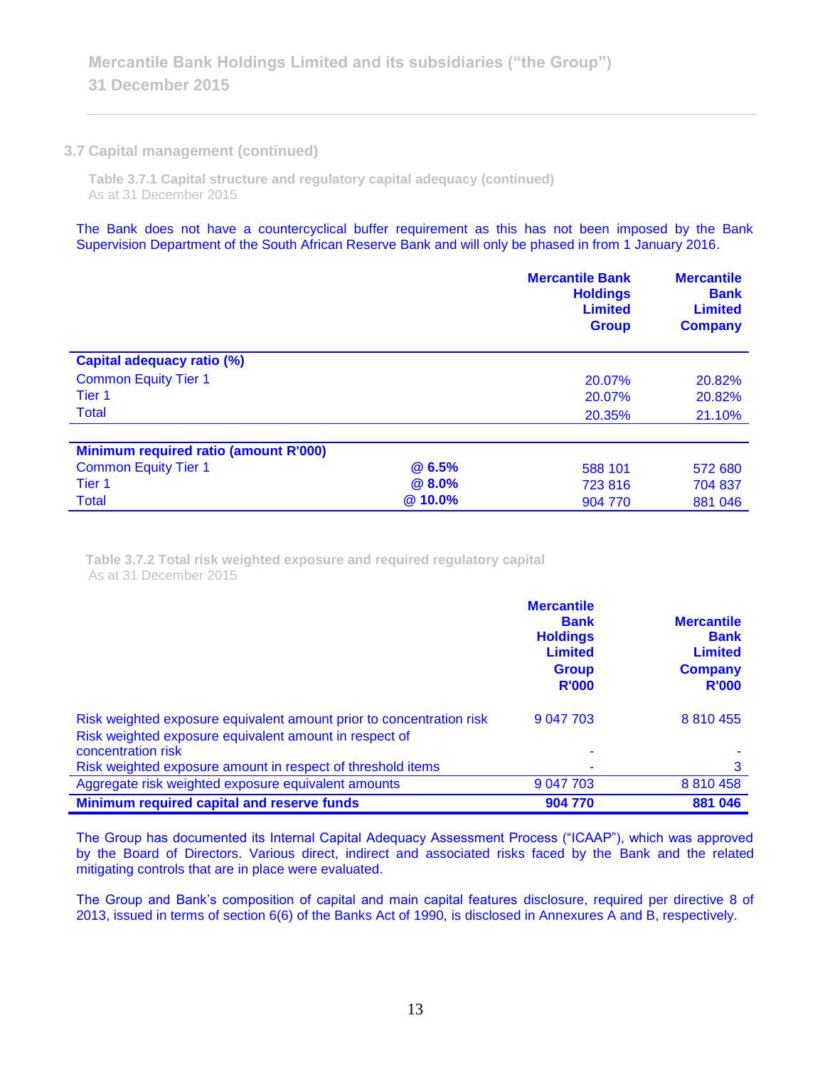## 3.7 Capital management (continued)

### Table 3.7.1 Capital structure and regulatory capital adequacy (continued)

As at 31 December 2015

The Bank does not have a countercyclical buffer requirement as this has not been imposed by the Bank Supervision Department of the South African Reserve Bank and will only be phased in from 1 January 2016.

| | | Mercantile Bank Holdings Limited Group | Mercantile Bank Limited Company |
|---|---|---|---|
| **Capital adequacy ratio (%)** | | | |
| Common Equity Tier 1 | | 20.07% | 20.82% |
| Tier 1 | | 20.07% | 20.82% |
| Total | | 20.35% | 21.10% |
| **Minimum required ratio (amount R'000)** | | | |
| Common Equity Tier 1 | **@ 6.5%** | 588 101 | 572 680 |
| Tier 1 | **@ 8.0%** | 723 816 | 704 837 |
| Total | **@ 10.0%** | 904 770 | 881 046 |

### Table 3.7.2 Total risk weighted exposure and required regulatory capital

As at 31 December 2015

| | Mercantile Bank Holdings Limited Group R'000 | Mercantile Bank Limited Company R'000 |
|---|---|---|
| Risk weighted exposure equivalent amount prior to concentration risk | 9 047 703 | 8 810 455 |
| Risk weighted exposure equivalent amount in respect of concentration risk | - | - |
| Risk weighted exposure amount in respect of threshold items | - | 3 |
| Aggregate risk weighted exposure equivalent amounts | 9 047 703 | 8 810 458 |
| **Minimum required capital and reserve funds** | **904 770** | **881 046** |

The Group has documented its Internal Capital Adequacy Assessment Process ("ICAAP"), which was approved by the Board of Directors. Various direct, indirect and associated risks faced by the Bank and the related mitigating controls that are in place were evaluated.

The Group and Bank's composition of capital and main capital features disclosure, required per directive 8 of 2013, issued in terms of section 6(6) of the Banks Act of 1990, is disclosed in Annexures A and B, respectively.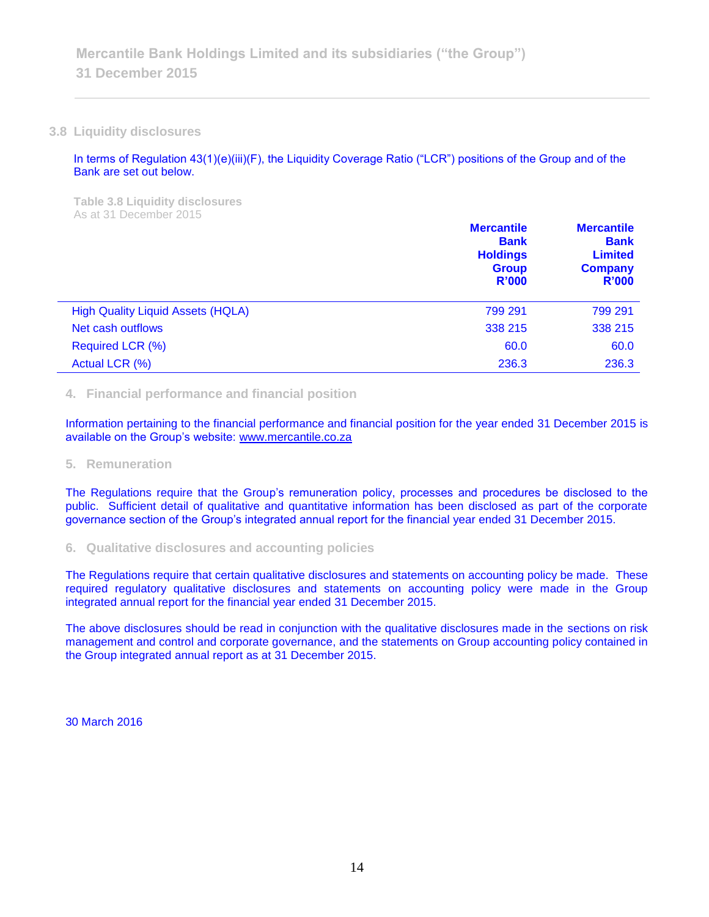## 3.8 Liquidity disclosures

In terms of Regulation 43(1)(e)(iii)(F), the Liquidity Coverage Ratio ("LCR") positions of the Group and of the Bank are set out below.

**Table 3.8 Liquidity disclosures**
As at 31 December 2015

| | **Mercantile Bank Holdings Group R'000** | **Mercantile Bank Limited Company R'000** |
|---|---|---|
| High Quality Liquid Assets (HQLA) | 799 291 | 799 291 |
| Net cash outflows | 338 215 | 338 215 |
| Required LCR (%) | 60.0 | 60.0 |
| Actual LCR (%) | 236.3 | 236.3 |

# 4. Financial performance and financial position

Information pertaining to the financial performance and financial position for the year ended 31 December 2015 is available on the Group's website: www.mercantile.co.za

# 5. Remuneration

The Regulations require that the Group's remuneration policy, processes and procedures be disclosed to the public. Sufficient detail of qualitative and quantitative information has been disclosed as part of the corporate governance section of the Group's integrated annual report for the financial year ended 31 December 2015.

# 6. Qualitative disclosures and accounting policies

The Regulations require that certain qualitative disclosures and statements on accounting policy be made. These required regulatory qualitative disclosures and statements on accounting policy were made in the Group integrated annual report for the financial year ended 31 December 2015.

The above disclosures should be read in conjunction with the qualitative disclosures made in the sections on risk management and control and corporate governance, and the statements on Group accounting policy contained in the Group integrated annual report as at 31 December 2015.

30 March 2016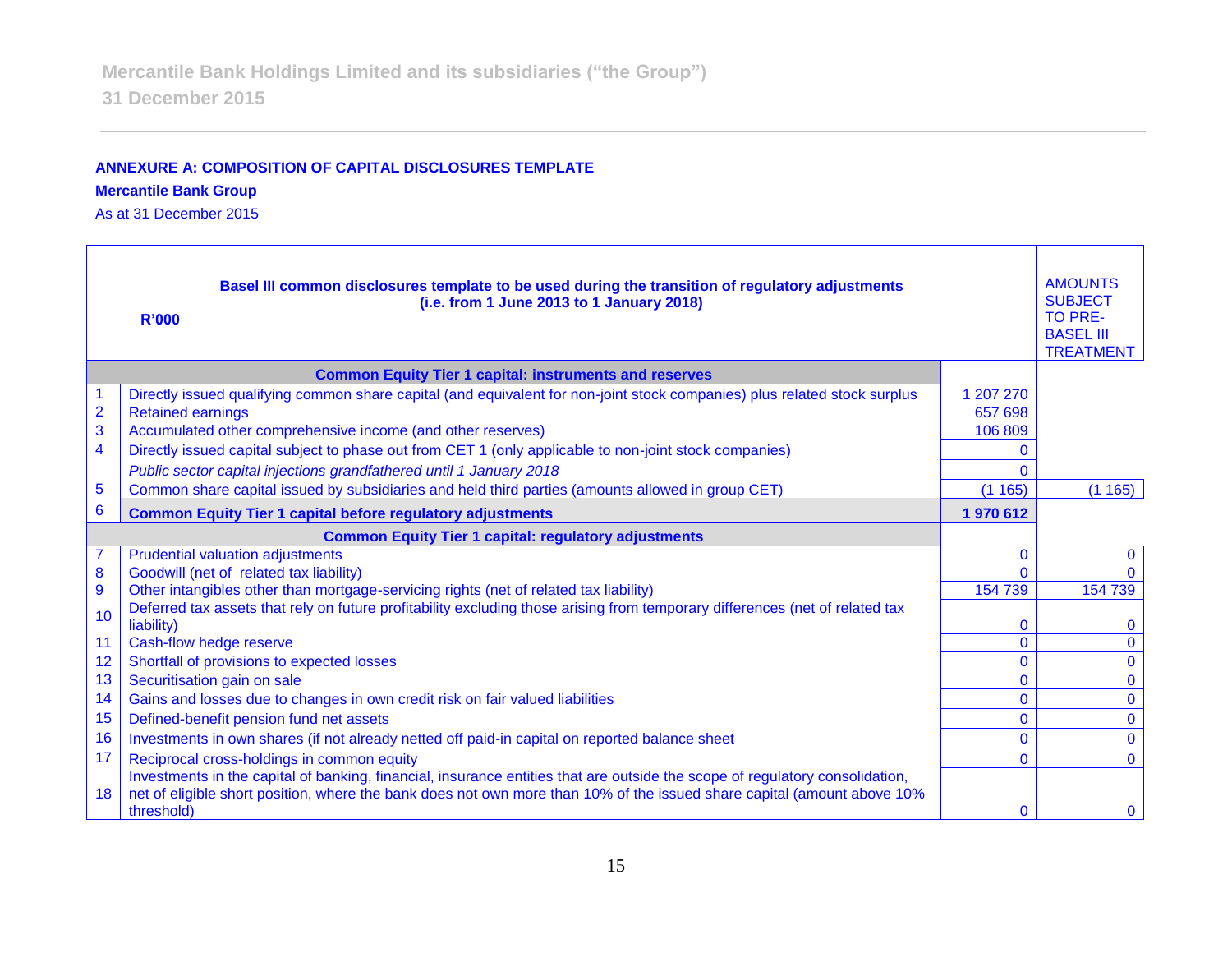## ANNEXURE A: COMPOSITION OF CAPITAL DISCLOSURES TEMPLATE

**Mercantile Bank Group**

As at 31 December 2015

| | **Basel III common disclosures template to be used during the transition of regulatory adjustments (i.e. from 1 June 2013 to 1 January 2018)** **R'000** | | **AMOUNTS SUBJECT TO PRE-BASEL III TREATMENT** |
|---|---|---|---|
| | **Common Equity Tier 1 capital: instruments and reserves** | | |
| 1 | Directly issued qualifying common share capital (and equivalent for non-joint stock companies) plus related stock surplus | 1 207 270 | |
| 2 | Retained earnings | 657 698 | |
| 3 | Accumulated other comprehensive income (and other reserves) | 106 809 | |
| 4 | Directly issued capital subject to phase out from CET 1 (only applicable to non-joint stock companies) | 0 | |
| | *Public sector capital injections grandfathered until 1 January 2018* | 0 | |
| 5 | Common share capital issued by subsidiaries and held third parties (amounts allowed in group CET) | (1 165) | (1 165) |
| 6 | **Common Equity Tier 1 capital before regulatory adjustments** | **1 970 612** | |
| | **Common Equity Tier 1 capital: regulatory adjustments** | | |
| 7 | Prudential valuation adjustments | 0 | 0 |
| 8 | Goodwill (net of related tax liability) | 0 | 0 |
| 9 | Other intangibles other than mortgage-servicing rights (net of related tax liability) | 154 739 | 154 739 |
| 10 | Deferred tax assets that rely on future profitability excluding those arising from temporary differences (net of related tax liability) | 0 | 0 |
| 11 | Cash-flow hedge reserve | 0 | 0 |
| 12 | Shortfall of provisions to expected losses | 0 | 0 |
| 13 | Securitisation gain on sale | 0 | 0 |
| 14 | Gains and losses due to changes in own credit risk on fair valued liabilities | 0 | 0 |
| 15 | Defined-benefit pension fund net assets | 0 | 0 |
| 16 | Investments in own shares (if not already netted off paid-in capital on reported balance sheet | 0 | 0 |
| 17 | Reciprocal cross-holdings in common equity | 0 | 0 |
| 18 | Investments in the capital of banking, financial, insurance entities that are outside the scope of regulatory consolidation, net of eligible short position, where the bank does not own more than 10% of the issued share capital (amount above 10% threshold) | 0 | 0 |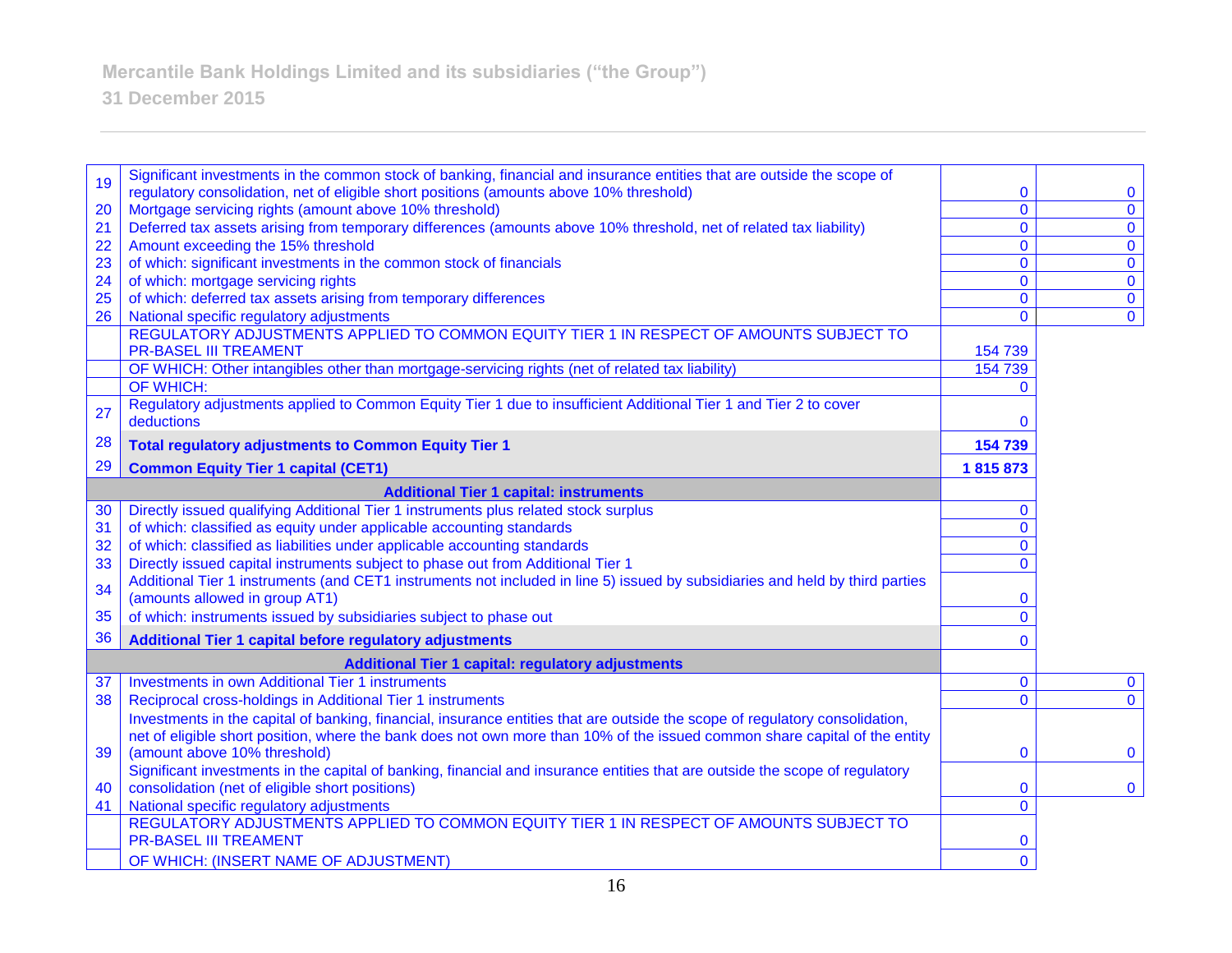Mercantile Bank Holdings Limited and its subsidiaries ("the Group")
31 December 2015

| | | | |
|---|---|---|---|
| 19 | Significant investments in the common stock of banking, financial and insurance entities that are outside the scope of regulatory consolidation, net of eligible short positions (amounts above 10% threshold) | 0 | 0 |
| 20 | Mortgage servicing rights (amount above 10% threshold) | 0 | 0 |
| 21 | Deferred tax assets arising from temporary differences (amounts above 10% threshold, net of related tax liability) | 0 | 0 |
| 22 | Amount exceeding the 15% threshold | 0 | 0 |
| 23 | of which: significant investments in the common stock of financials | 0 | 0 |
| 24 | of which: mortgage servicing rights | 0 | 0 |
| 25 | of which: deferred tax assets arising from temporary differences | 0 | 0 |
| 26 | National specific regulatory adjustments | 0 | 0 |
| | REGULATORY ADJUSTMENTS APPLIED TO COMMON EQUITY TIER 1 IN RESPECT OF AMOUNTS SUBJECT TO PR-BASEL III TREAMENT | 154 739 | |
| | OF WHICH: Other intangibles other than mortgage-servicing rights (net of related tax liability) | 154 739 | |
| | OF WHICH: | 0 | |
| 27 | Regulatory adjustments applied to Common Equity Tier 1 due to insufficient Additional Tier 1 and Tier 2 to cover deductions | 0 | |
| 28 | **Total regulatory adjustments to Common Equity Tier 1** | **154 739** | |
| 29 | **Common Equity Tier 1 capital (CET1)** | **1 815 873** | |
| | **Additional Tier 1 capital: instruments** | | |
| 30 | Directly issued qualifying Additional Tier 1 instruments plus related stock surplus | 0 | |
| 31 | of which: classified as equity under applicable accounting standards | 0 | |
| 32 | of which: classified as liabilities under applicable accounting standards | 0 | |
| 33 | Directly issued capital instruments subject to phase out from Additional Tier 1 | 0 | |
| 34 | Additional Tier 1 instruments (and CET1 instruments not included in line 5) issued by subsidiaries and held by third parties (amounts allowed in group AT1) | 0 | |
| 35 | of which: instruments issued by subsidiaries subject to phase out | 0 | |
| 36 | **Additional Tier 1 capital before regulatory adjustments** | 0 | |
| | **Additional Tier 1 capital: regulatory adjustments** | | |
| 37 | Investments in own Additional Tier 1 instruments | 0 | 0 |
| 38 | Reciprocal cross-holdings in Additional Tier 1 instruments | 0 | 0 |
| 39 | Investments in the capital of banking, financial, insurance entities that are outside the scope of regulatory consolidation, net of eligible short position, where the bank does not own more than 10% of the issued common share capital of the entity (amount above 10% threshold) | 0 | 0 |
| 40 | Significant investments in the capital of banking, financial and insurance entities that are outside the scope of regulatory consolidation (net of eligible short positions) | 0 | 0 |
| 41 | National specific regulatory adjustments | 0 | |
| | REGULATORY ADJUSTMENTS APPLIED TO COMMON EQUITY TIER 1 IN RESPECT OF AMOUNTS SUBJECT TO PR-BASEL III TREAMENT | 0 | |
| | OF WHICH: (INSERT NAME OF ADJUSTMENT) | 0 | |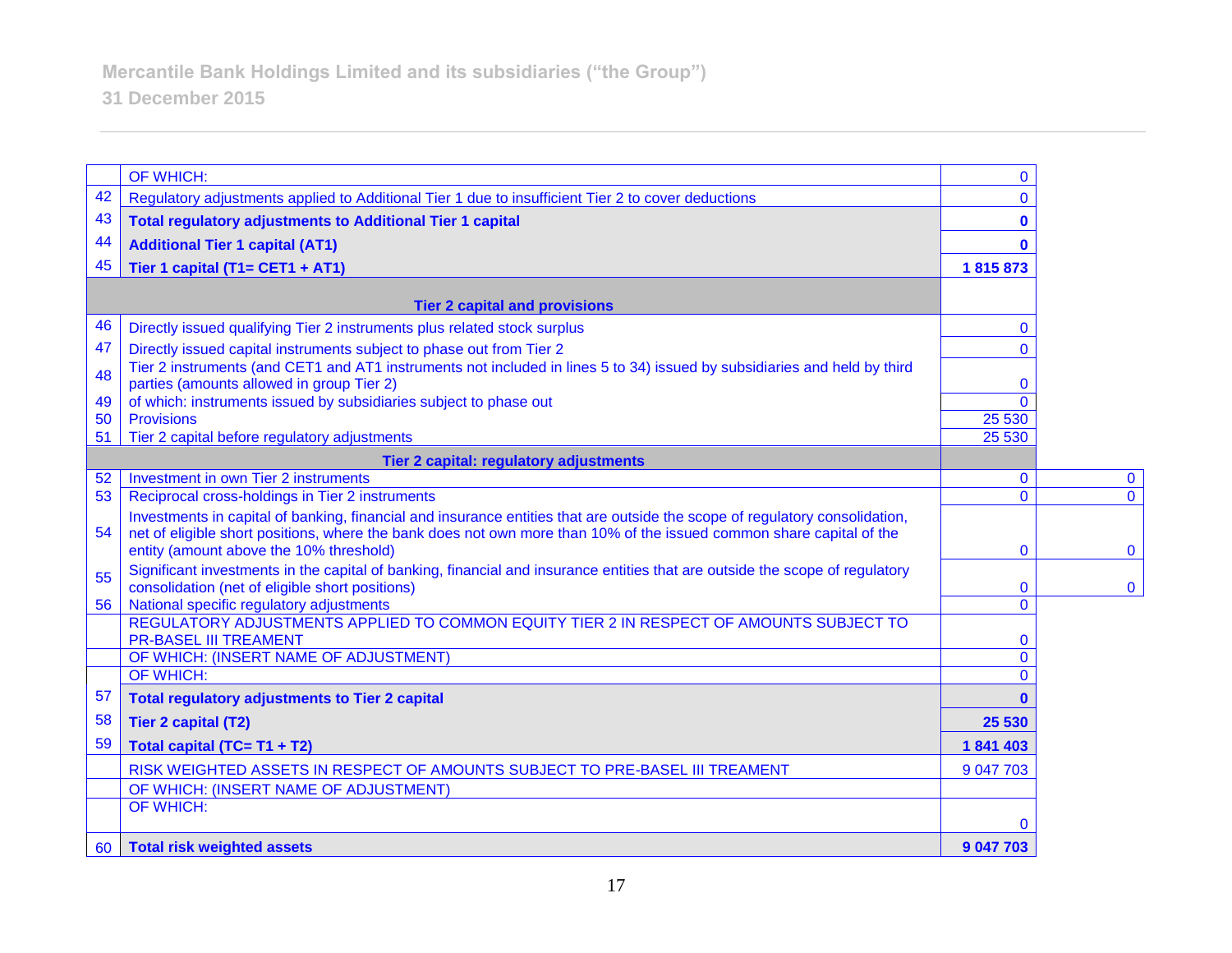Mercantile Bank Holdings Limited and its subsidiaries (“the Group”)
31 December 2015

| | | | |
|---|---|---|---|
| | OF WHICH: | 0 | |
| 42 | Regulatory adjustments applied to Additional Tier 1 due to insufficient Tier 2 to cover deductions | 0 | |
| 43 | **Total regulatory adjustments to Additional Tier 1 capital** | **0** | |
| 44 | **Additional Tier 1 capital (AT1)** | **0** | |
| 45 | **Tier 1 capital (T1= CET1 + AT1)** | **1 815 873** | |
| | **Tier 2 capital and provisions** | | |
| 46 | Directly issued qualifying Tier 2 instruments plus related stock surplus | 0 | |
| 47 | Directly issued capital instruments subject to phase out from Tier 2 | 0 | |
| 48 | Tier 2 instruments (and CET1 and AT1 instruments not included in lines 5 to 34) issued by subsidiaries and held by third parties (amounts allowed in group Tier 2) | 0 | |
| 49 | of which: instruments issued by subsidiaries subject to phase out | 0 | |
| 50 | Provisions | 25 530 | |
| 51 | Tier 2 capital before regulatory adjustments | 25 530 | |
| | **Tier 2 capital: regulatory adjustments** | | |
| 52 | Investment in own Tier 2 instruments | 0 | 0 |
| 53 | Reciprocal cross-holdings in Tier 2 instruments | 0 | 0 |
| 54 | Investments in capital of banking, financial and insurance entities that are outside the scope of regulatory consolidation, net of eligible short positions, where the bank does not own more than 10% of the issued common share capital of the entity (amount above the 10% threshold) | 0 | 0 |
| 55 | Significant investments in the capital of banking, financial and insurance entities that are outside the scope of regulatory consolidation (net of eligible short positions) | 0 | 0 |
| 56 | National specific regulatory adjustments | 0 | |
| | REGULATORY ADJUSTMENTS APPLIED TO COMMON EQUITY TIER 2 IN RESPECT OF AMOUNTS SUBJECT TO PR-BASEL III TREAMENT | 0 | |
| | OF WHICH: (INSERT NAME OF ADJUSTMENT) | 0 | |
| | OF WHICH: | 0 | |
| 57 | **Total regulatory adjustments to Tier 2 capital** | **0** | |
| 58 | **Tier 2 capital (T2)** | **25 530** | |
| 59 | **Total capital (TC= T1 + T2)** | **1 841 403** | |
| | RISK WEIGHTED ASSETS IN RESPECT OF AMOUNTS SUBJECT TO PRE-BASEL III TREAMENT | 9 047 703 | |
| | OF WHICH: (INSERT NAME OF ADJUSTMENT) | | |
| | OF WHICH: | 0 | |
| 60 | **Total risk weighted assets** | **9 047 703** | |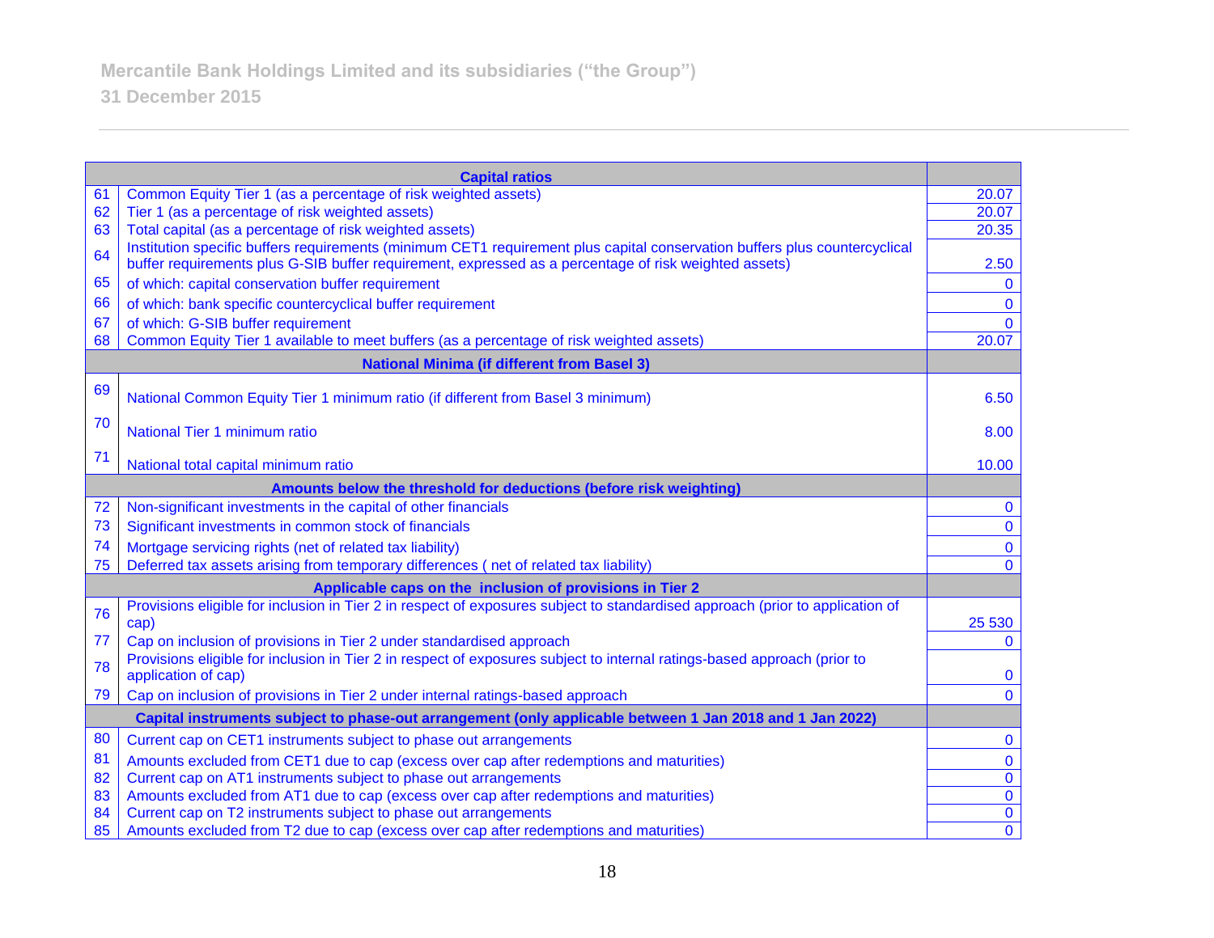Mercantile Bank Holdings Limited and its subsidiaries ("the Group")

31 December 2015

| | Capital ratios | |
|---|---|---|
| 61 | Common Equity Tier 1 (as a percentage of risk weighted assets) | 20.07 |
| 62 | Tier 1 (as a percentage of risk weighted assets) | 20.07 |
| 63 | Total capital (as a percentage of risk weighted assets) | 20.35 |
| 64 | Institution specific buffers requirements (minimum CET1 requirement plus capital conservation buffers plus countercyclical buffer requirements plus G-SIB buffer requirement, expressed as a percentage of risk weighted assets) | 2.50 |
| 65 | of which: capital conservation buffer requirement | 0 |
| 66 | of which: bank specific countercyclical buffer requirement | 0 |
| 67 | of which: G-SIB buffer requirement | 0 |
| 68 | Common Equity Tier 1 available to meet buffers (as a percentage of risk weighted assets) | 20.07 |
| | **National Minima (if different from Basel 3)** | |
| 69 | National Common Equity Tier 1 minimum ratio (if different from Basel 3 minimum) | 6.50 |
| 70 | National Tier 1 minimum ratio | 8.00 |
| 71 | National total capital minimum ratio | 10.00 |
| | **Amounts below the threshold for deductions (before risk weighting)** | |
| 72 | Non-significant investments in the capital of other financials | 0 |
| 73 | Significant investments in common stock of financials | 0 |
| 74 | Mortgage servicing rights (net of related tax liability) | 0 |
| 75 | Deferred tax assets arising from temporary differences ( net of related tax liability) | 0 |
| | **Applicable caps on the inclusion of provisions in Tier 2** | |
| 76 | Provisions eligible for inclusion in Tier 2 in respect of exposures subject to standardised approach (prior to application of cap) | 25 530 |
| 77 | Cap on inclusion of provisions in Tier 2 under standardised approach | 0 |
| 78 | Provisions eligible for inclusion in Tier 2 in respect of exposures subject to internal ratings-based approach (prior to application of cap) | 0 |
| 79 | Cap on inclusion of provisions in Tier 2 under internal ratings-based approach | 0 |
| | **Capital instruments subject to phase-out arrangement (only applicable between 1 Jan 2018 and 1 Jan 2022)** | |
| 80 | Current cap on CET1 instruments subject to phase out arrangements | 0 |
| 81 | Amounts excluded from CET1 due to cap (excess over cap after redemptions and maturities) | 0 |
| 82 | Current cap on AT1 instruments subject to phase out arrangements | 0 |
| 83 | Amounts excluded from AT1 due to cap (excess over cap after redemptions and maturities) | 0 |
| 84 | Current cap on T2 instruments subject to phase out arrangements | 0 |
| 85 | Amounts excluded from T2 due to cap (excess over cap after redemptions and maturities) | 0 |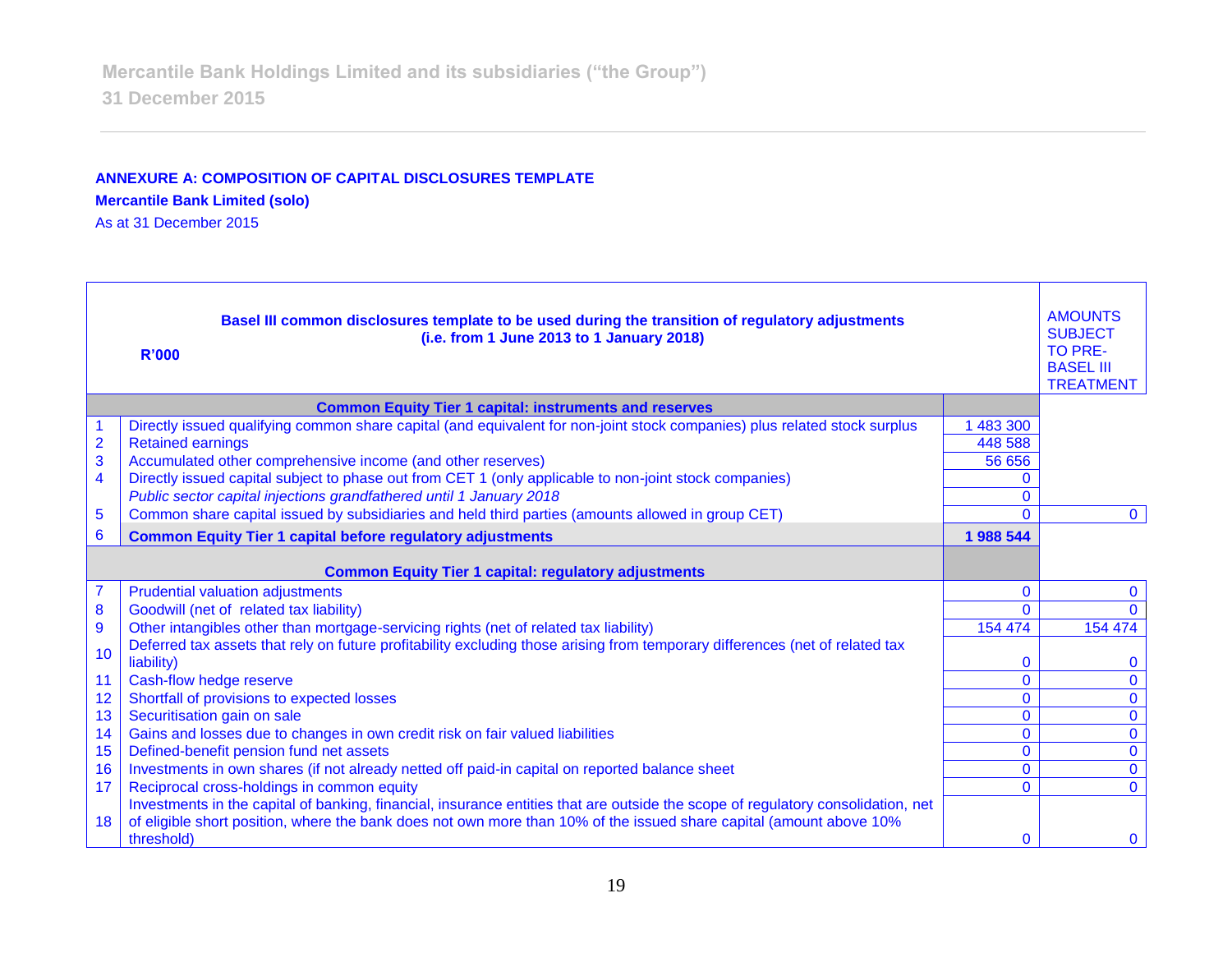**ANNEXURE A: COMPOSITION OF CAPITAL DISCLOSURES TEMPLATE**

**Mercantile Bank Limited (solo)**

As at 31 December 2015

| | **Basel III common disclosures template to be used during the transition of regulatory adjustments (i.e. from 1 June 2013 to 1 January 2018)** **R'000** | | AMOUNTS SUBJECT TO PRE-BASEL III TREATMENT |
|---|---|---|---|
| | **Common Equity Tier 1 capital: instruments and reserves** | | |
| 1 | Directly issued qualifying common share capital (and equivalent for non-joint stock companies) plus related stock surplus | 1 483 300 | |
| 2 | Retained earnings | 448 588 | |
| 3 | Accumulated other comprehensive income (and other reserves) | 56 656 | |
| 4 | Directly issued capital subject to phase out from CET 1 (only applicable to non-joint stock companies) | 0 | |
| | *Public sector capital injections grandfathered until 1 January 2018* | 0 | |
| 5 | Common share capital issued by subsidiaries and held third parties (amounts allowed in group CET) | 0 | 0 |
| 6 | **Common Equity Tier 1 capital before regulatory adjustments** | **1 988 544** | |
| | **Common Equity Tier 1 capital: regulatory adjustments** | | |
| 7 | Prudential valuation adjustments | 0 | 0 |
| 8 | Goodwill (net of related tax liability) | 0 | 0 |
| 9 | Other intangibles other than mortgage-servicing rights (net of related tax liability) | 154 474 | 154 474 |
| 10 | Deferred tax assets that rely on future profitability excluding those arising from temporary differences (net of related tax liability) | 0 | 0 |
| 11 | Cash-flow hedge reserve | 0 | 0 |
| 12 | Shortfall of provisions to expected losses | 0 | 0 |
| 13 | Securitisation gain on sale | 0 | 0 |
| 14 | Gains and losses due to changes in own credit risk on fair valued liabilities | 0 | 0 |
| 15 | Defined-benefit pension fund net assets | 0 | 0 |
| 16 | Investments in own shares (if not already netted off paid-in capital on reported balance sheet | 0 | 0 |
| 17 | Reciprocal cross-holdings in common equity | 0 | 0 |
| 18 | Investments in the capital of banking, financial, insurance entities that are outside the scope of regulatory consolidation, net of eligible short position, where the bank does not own more than 10% of the issued share capital (amount above 10% threshold) | 0 | 0 |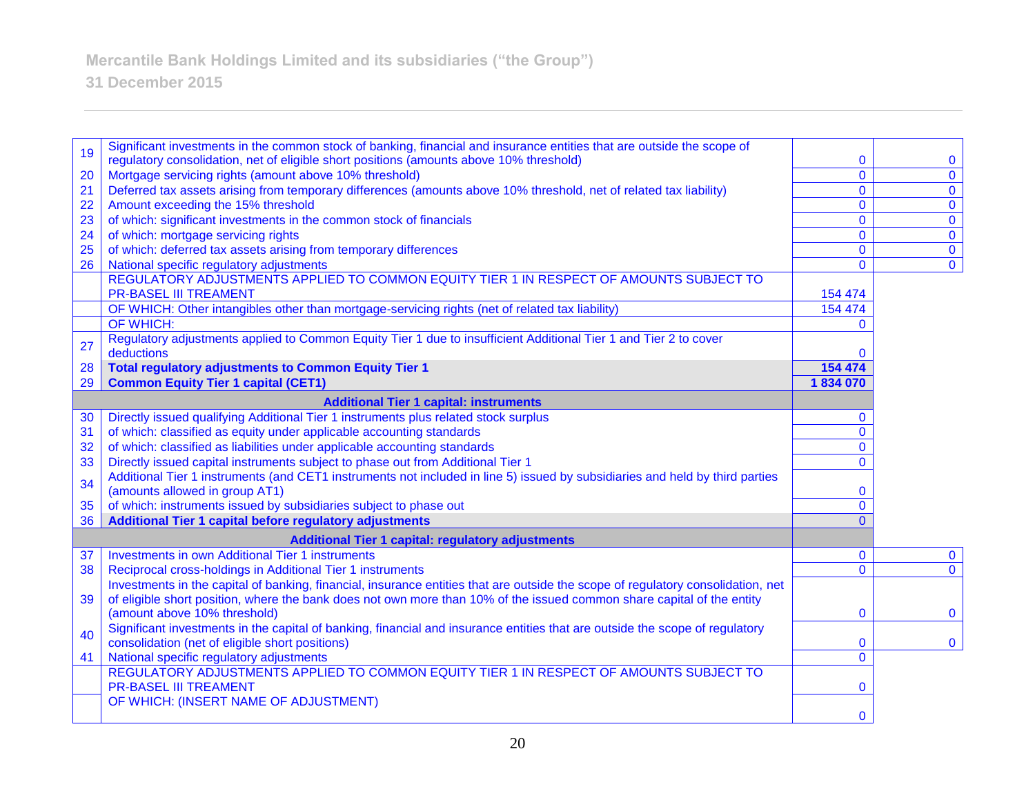| | | | |
|---|---|---|---|
| 19 | Significant investments in the common stock of banking, financial and insurance entities that are outside the scope of regulatory consolidation, net of eligible short positions (amounts above 10% threshold) | 0 | 0 |
| 20 | Mortgage servicing rights (amount above 10% threshold) | 0 | 0 |
| 21 | Deferred tax assets arising from temporary differences (amounts above 10% threshold, net of related tax liability) | 0 | 0 |
| 22 | Amount exceeding the 15% threshold | 0 | 0 |
| 23 | of which: significant investments in the common stock of financials | 0 | 0 |
| 24 | of which: mortgage servicing rights | 0 | 0 |
| 25 | of which: deferred tax assets arising from temporary differences | 0 | 0 |
| 26 | National specific regulatory adjustments | 0 | 0 |
| | REGULATORY ADJUSTMENTS APPLIED TO COMMON EQUITY TIER 1 IN RESPECT OF AMOUNTS SUBJECT TO PR-BASEL III TREAMENT | 154 474 | |
| | OF WHICH: Other intangibles other than mortgage-servicing rights (net of related tax liability) | 154 474 | |
| | OF WHICH: | 0 | |
| 27 | Regulatory adjustments applied to Common Equity Tier 1 due to insufficient Additional Tier 1 and Tier 2 to cover deductions | 0 | |
| 28 | **Total regulatory adjustments to Common Equity Tier 1** | **154 474** | |
| 29 | **Common Equity Tier 1 capital (CET1)** | **1 834 070** | |
| | **Additional Tier 1 capital: instruments** | | |
| 30 | Directly issued qualifying Additional Tier 1 instruments plus related stock surplus | 0 | |
| 31 | of which: classified as equity under applicable accounting standards | 0 | |
| 32 | of which: classified as liabilities under applicable accounting standards | 0 | |
| 33 | Directly issued capital instruments subject to phase out from Additional Tier 1 | 0 | |
| 34 | Additional Tier 1 instruments (and CET1 instruments not included in line 5) issued by subsidiaries and held by third parties (amounts allowed in group AT1) | 0 | |
| 35 | of which: instruments issued by subsidiaries subject to phase out | 0 | |
| 36 | **Additional Tier 1 capital before regulatory adjustments** | 0 | |
| | **Additional Tier 1 capital: regulatory adjustments** | | |
| 37 | Investments in own Additional Tier 1 instruments | 0 | 0 |
| 38 | Reciprocal cross-holdings in Additional Tier 1 instruments | 0 | 0 |
| 39 | Investments in the capital of banking, financial, insurance entities that are outside the scope of regulatory consolidation, net of eligible short position, where the bank does not own more than 10% of the issued common share capital of the entity (amount above 10% threshold) | 0 | 0 |
| 40 | Significant investments in the capital of banking, financial and insurance entities that are outside the scope of regulatory consolidation (net of eligible short positions) | 0 | 0 |
| 41 | National specific regulatory adjustments | 0 | |
| | REGULATORY ADJUSTMENTS APPLIED TO COMMON EQUITY TIER 1 IN RESPECT OF AMOUNTS SUBJECT TO PR-BASEL III TREAMENT | 0 | |
| | OF WHICH: (INSERT NAME OF ADJUSTMENT) | 0 | |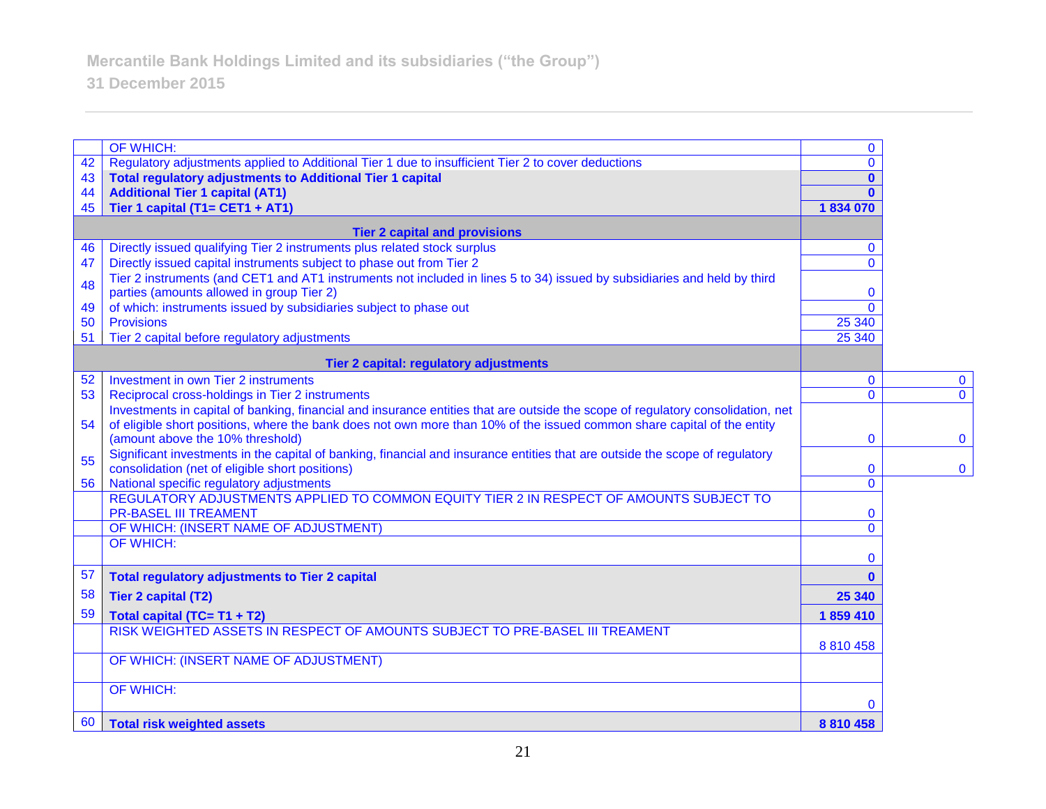| | | | |
|---|---|---|---|
| | OF WHICH: | 0 | |
| 42 | Regulatory adjustments applied to Additional Tier 1 due to insufficient Tier 2 to cover deductions | 0 | |
| 43 | **Total regulatory adjustments to Additional Tier 1 capital** | **0** | |
| 44 | **Additional Tier 1 capital (AT1)** | **0** | |
| 45 | **Tier 1 capital (T1= CET1 + AT1)** | **1 834 070** | |
| | **Tier 2 capital and provisions** | | |
| 46 | Directly issued qualifying Tier 2 instruments plus related stock surplus | 0 | |
| 47 | Directly issued capital instruments subject to phase out from Tier 2 | 0 | |
| 48 | Tier 2 instruments (and CET1 and AT1 instruments not included in lines 5 to 34) issued by subsidiaries and held by third parties (amounts allowed in group Tier 2) | 0 | |
| 49 | of which: instruments issued by subsidiaries subject to phase out | 0 | |
| 50 | Provisions | 25 340 | |
| 51 | Tier 2 capital before regulatory adjustments | 25 340 | |
| | **Tier 2 capital: regulatory adjustments** | | |
| 52 | Investment in own Tier 2 instruments | 0 | 0 |
| 53 | Reciprocal cross-holdings in Tier 2 instruments | 0 | 0 |
| 54 | Investments in capital of banking, financial and insurance entities that are outside the scope of regulatory consolidation, net of eligible short positions, where the bank does not own more than 10% of the issued common share capital of the entity (amount above the 10% threshold) | 0 | 0 |
| 55 | Significant investments in the capital of banking, financial and insurance entities that are outside the scope of regulatory consolidation (net of eligible short positions) | 0 | 0 |
| 56 | National specific regulatory adjustments | 0 | |
| | REGULATORY ADJUSTMENTS APPLIED TO COMMON EQUITY TIER 2 IN RESPECT OF AMOUNTS SUBJECT TO PR-BASEL III TREAMENT | 0 | |
| | OF WHICH: (INSERT NAME OF ADJUSTMENT) | 0 | |
| | OF WHICH: | 0 | |
| 57 | **Total regulatory adjustments to Tier 2 capital** | **0** | |
| 58 | **Tier 2 capital (T2)** | **25 340** | |
| 59 | **Total capital (TC= T1 + T2)** | **1 859 410** | |
| | RISK WEIGHTED ASSETS IN RESPECT OF AMOUNTS SUBJECT TO PRE-BASEL III TREAMENT | 8 810 458 | |
| | OF WHICH: (INSERT NAME OF ADJUSTMENT) | | |
| | OF WHICH: | 0 | |
| 60 | **Total risk weighted assets** | **8 810 458** | |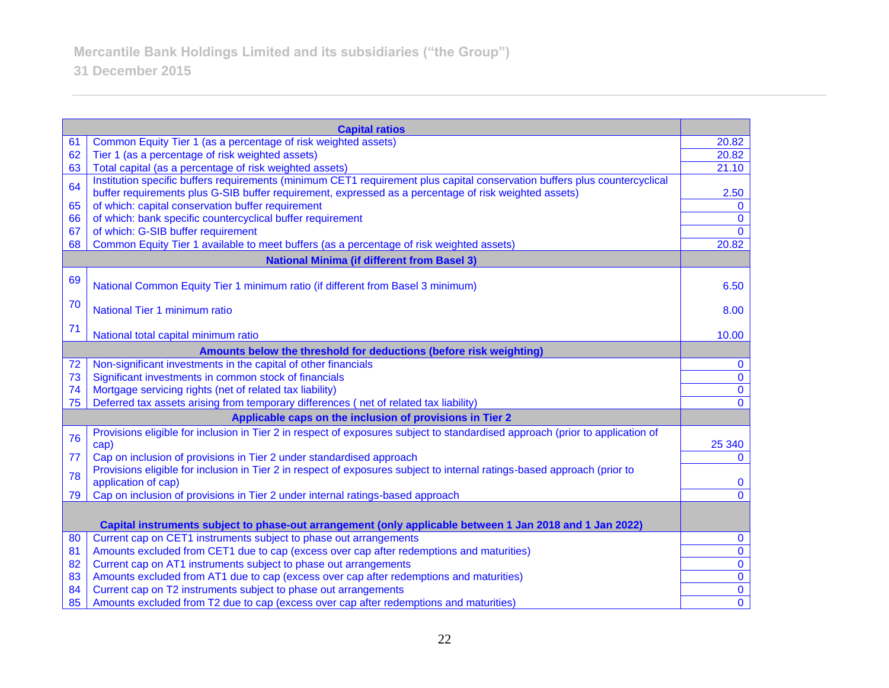| | Capital ratios | |
|---|---|---|
| 61 | Common Equity Tier 1 (as a percentage of risk weighted assets) | 20.82 |
| 62 | Tier 1 (as a percentage of risk weighted assets) | 20.82 |
| 63 | Total capital (as a percentage of risk weighted assets) | 21.10 |
| 64 | Institution specific buffers requirements (minimum CET1 requirement plus capital conservation buffers plus countercyclical buffer requirements plus G-SIB buffer requirement, expressed as a percentage of risk weighted assets) | 2.50 |
| 65 | of which: capital conservation buffer requirement | 0 |
| 66 | of which: bank specific countercyclical buffer requirement | 0 |
| 67 | of which: G-SIB buffer requirement | 0 |
| 68 | Common Equity Tier 1 available to meet buffers (as a percentage of risk weighted assets) | 20.82 |
| | **National Minima (if different from Basel 3)** | |
| 69 | National Common Equity Tier 1 minimum ratio (if different from Basel 3 minimum) | 6.50 |
| 70 | National Tier 1 minimum ratio | 8.00 |
| 71 | National total capital minimum ratio | 10.00 |
| | **Amounts below the threshold for deductions (before risk weighting)** | |
| 72 | Non-significant investments in the capital of other financials | 0 |
| 73 | Significant investments in common stock of financials | 0 |
| 74 | Mortgage servicing rights (net of related tax liability) | 0 |
| 75 | Deferred tax assets arising from temporary differences ( net of related tax liability) | 0 |
| | **Applicable caps on the inclusion of provisions in Tier 2** | |
| 76 | Provisions eligible for inclusion in Tier 2 in respect of exposures subject to standardised approach (prior to application of cap) | 25 340 |
| 77 | Cap on inclusion of provisions in Tier 2 under standardised approach | 0 |
| 78 | Provisions eligible for inclusion in Tier 2 in respect of exposures subject to internal ratings-based approach (prior to application of cap) | 0 |
| 79 | Cap on inclusion of provisions in Tier 2 under internal ratings-based approach | 0 |
| | **Capital instruments subject to phase-out arrangement (only applicable between 1 Jan 2018 and 1 Jan 2022)** | |
| 80 | Current cap on CET1 instruments subject to phase out arrangements | 0 |
| 81 | Amounts excluded from CET1 due to cap (excess over cap after redemptions and maturities) | 0 |
| 82 | Current cap on AT1 instruments subject to phase out arrangements | 0 |
| 83 | Amounts excluded from AT1 due to cap (excess over cap after redemptions and maturities) | 0 |
| 84 | Current cap on T2 instruments subject to phase out arrangements | 0 |
| 85 | Amounts excluded from T2 due to cap (excess over cap after redemptions and maturities) | 0 |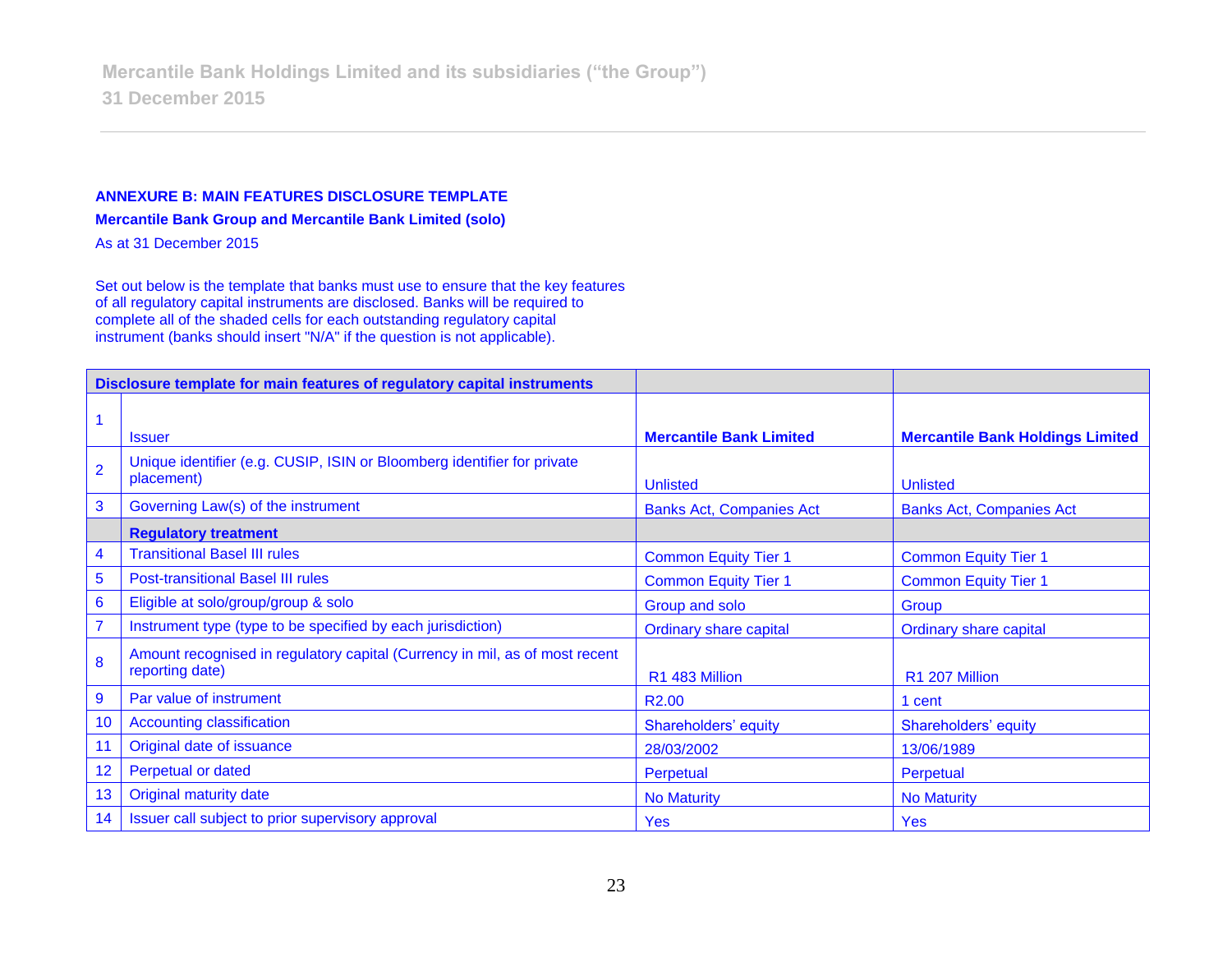**ANNEXURE B: MAIN FEATURES DISCLOSURE TEMPLATE**

**Mercantile Bank Group and Mercantile Bank Limited (solo)**

As at 31 December 2015

Set out below is the template that banks must use to ensure that the key features of all regulatory capital instruments are disclosed. Banks will be required to complete all of the shaded cells for each outstanding regulatory capital instrument (banks should insert "N/A" if the question is not applicable).

| **Disclosure template for main features of regulatory capital instruments** | | | |
|---|---|---|---|
| 1 | Issuer | **Mercantile Bank Limited** | **Mercantile Bank Holdings Limited** |
| 2 | Unique identifier (e.g. CUSIP, ISIN or Bloomberg identifier for private placement) | Unlisted | Unlisted |
| 3 | Governing Law(s) of the instrument | Banks Act, Companies Act | Banks Act, Companies Act |
| | **Regulatory treatment** | | |
| 4 | Transitional Basel III rules | Common Equity Tier 1 | Common Equity Tier 1 |
| 5 | Post-transitional Basel III rules | Common Equity Tier 1 | Common Equity Tier 1 |
| 6 | Eligible at solo/group/group & solo | Group and solo | Group |
| 7 | Instrument type (type to be specified by each jurisdiction) | Ordinary share capital | Ordinary share capital |
| 8 | Amount recognised in regulatory capital (Currency in mil, as of most recent reporting date) | R1 483 Million | R1 207 Million |
| 9 | Par value of instrument | R2.00 | 1 cent |
| 10 | Accounting classification | Shareholders' equity | Shareholders' equity |
| 11 | Original date of issuance | 28/03/2002 | 13/06/1989 |
| 12 | Perpetual or dated | Perpetual | Perpetual |
| 13 | Original maturity date | No Maturity | No Maturity |
| 14 | Issuer call subject to prior supervisory approval | Yes | Yes |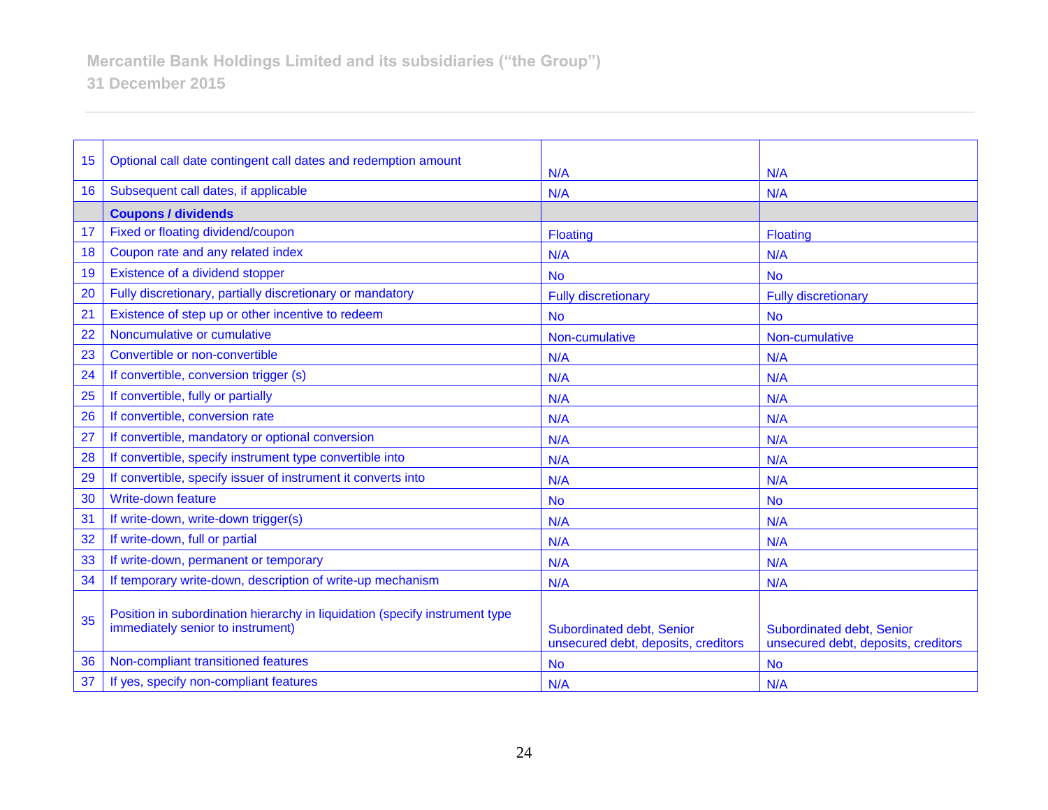| | | | |
|---|---|---|---|
| 15 | Optional call date contingent call dates and redemption amount | N/A | N/A |
| 16 | Subsequent call dates, if applicable | N/A | N/A |
| | **Coupons / dividends** | | |
| 17 | Fixed or floating dividend/coupon | Floating | Floating |
| 18 | Coupon rate and any related index | N/A | N/A |
| 19 | Existence of a dividend stopper | No | No |
| 20 | Fully discretionary, partially discretionary or mandatory | Fully discretionary | Fully discretionary |
| 21 | Existence of step up or other incentive to redeem | No | No |
| 22 | Noncumulative or cumulative | Non-cumulative | Non-cumulative |
| 23 | Convertible or non-convertible | N/A | N/A |
| 24 | If convertible, conversion trigger (s) | N/A | N/A |
| 25 | If convertible, fully or partially | N/A | N/A |
| 26 | If convertible, conversion rate | N/A | N/A |
| 27 | If convertible, mandatory or optional conversion | N/A | N/A |
| 28 | If convertible, specify instrument type convertible into | N/A | N/A |
| 29 | If convertible, specify issuer of instrument it converts into | N/A | N/A |
| 30 | Write-down feature | No | No |
| 31 | If write-down, write-down trigger(s) | N/A | N/A |
| 32 | If write-down, full or partial | N/A | N/A |
| 33 | If write-down, permanent or temporary | N/A | N/A |
| 34 | If temporary write-down, description of write-up mechanism | N/A | N/A |
| 35 | Position in subordination hierarchy in liquidation (specify instrument type immediately senior to instrument) | Subordinated debt, Senior unsecured debt, deposits, creditors | Subordinated debt, Senior unsecured debt, deposits, creditors |
| 36 | Non-compliant transitioned features | No | No |
| 37 | If yes, specify non-compliant features | N/A | N/A |